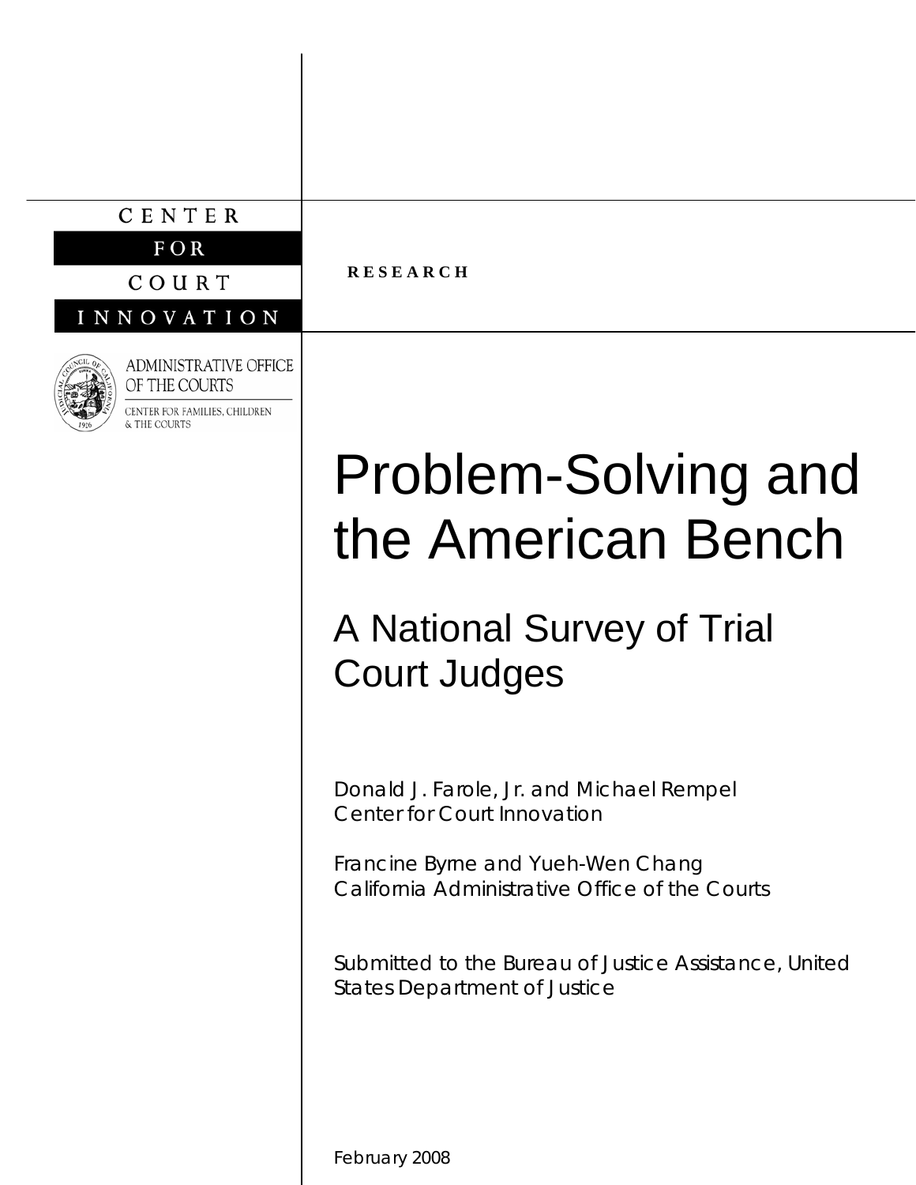CENTER FOR COURT INNOVATION

ADMINISTRATIVE OFFICE OF THE COURTS

CENTER FOR FAMILIES, CHILDREN & THE COURTS

**RESEARCH**

# Problem-Solving and the American Bench

## A National Survey of Trial Court Judges

Donald J. Farole, Jr. and Michael Rempel
Center for Court Innovation

Francine Byrne and Yueh-Wen Chang
California Administrative Office of the Courts

Submitted to the Bureau of Justice Assistance, United States Department of Justice

February 2008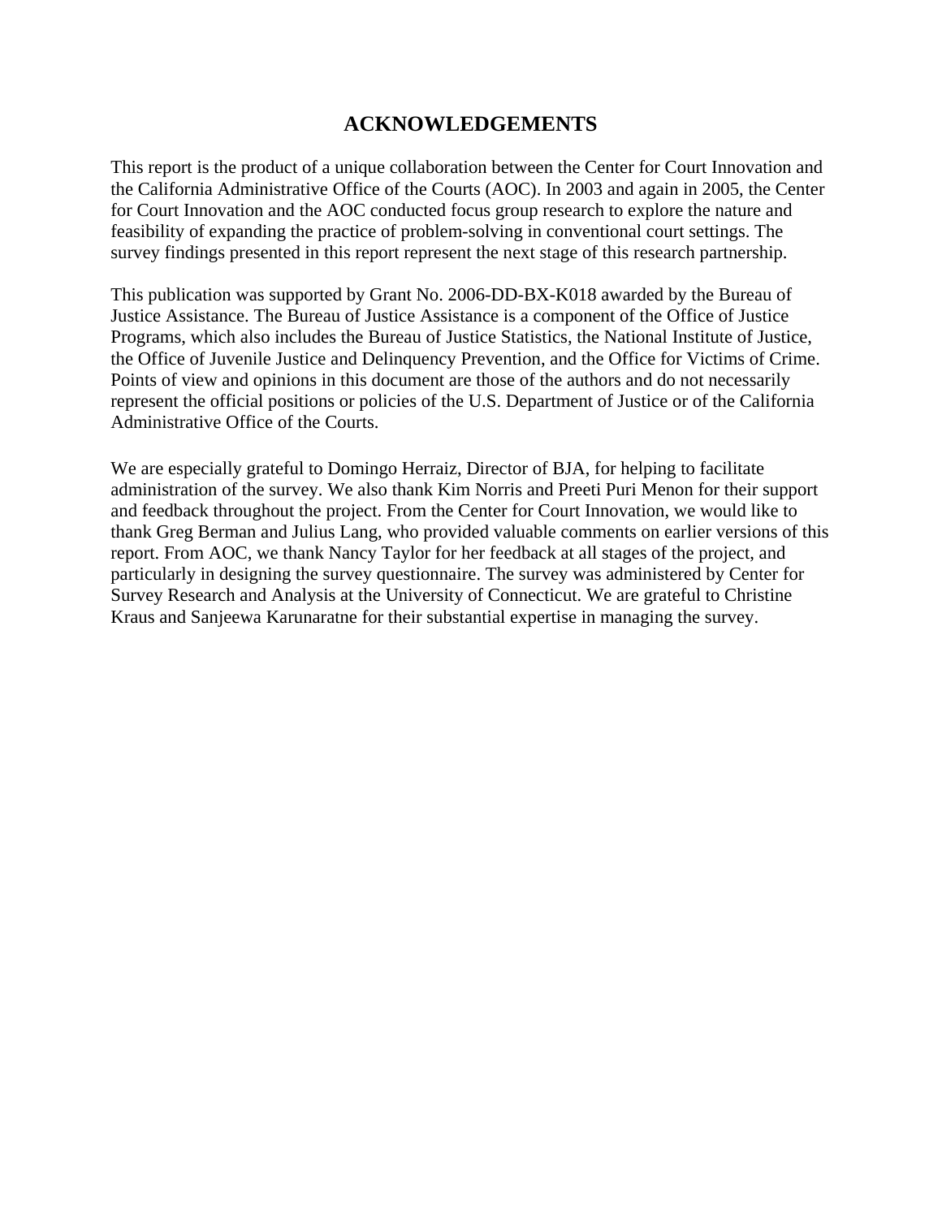## ACKNOWLEDGEMENTS

This report is the product of a unique collaboration between the Center for Court Innovation and the California Administrative Office of the Courts (AOC). In 2003 and again in 2005, the Center for Court Innovation and the AOC conducted focus group research to explore the nature and feasibility of expanding the practice of problem-solving in conventional court settings. The survey findings presented in this report represent the next stage of this research partnership.

This publication was supported by Grant No. 2006-DD-BX-K018 awarded by the Bureau of Justice Assistance. The Bureau of Justice Assistance is a component of the Office of Justice Programs, which also includes the Bureau of Justice Statistics, the National Institute of Justice, the Office of Juvenile Justice and Delinquency Prevention, and the Office for Victims of Crime. Points of view and opinions in this document are those of the authors and do not necessarily represent the official positions or policies of the U.S. Department of Justice or of the California Administrative Office of the Courts.

We are especially grateful to Domingo Herraiz, Director of BJA, for helping to facilitate administration of the survey. We also thank Kim Norris and Preeti Puri Menon for their support and feedback throughout the project. From the Center for Court Innovation, we would like to thank Greg Berman and Julius Lang, who provided valuable comments on earlier versions of this report. From AOC, we thank Nancy Taylor for her feedback at all stages of the project, and particularly in designing the survey questionnaire. The survey was administered by Center for Survey Research and Analysis at the University of Connecticut. We are grateful to Christine Kraus and Sanjeewa Karunaratne for their substantial expertise in managing the survey.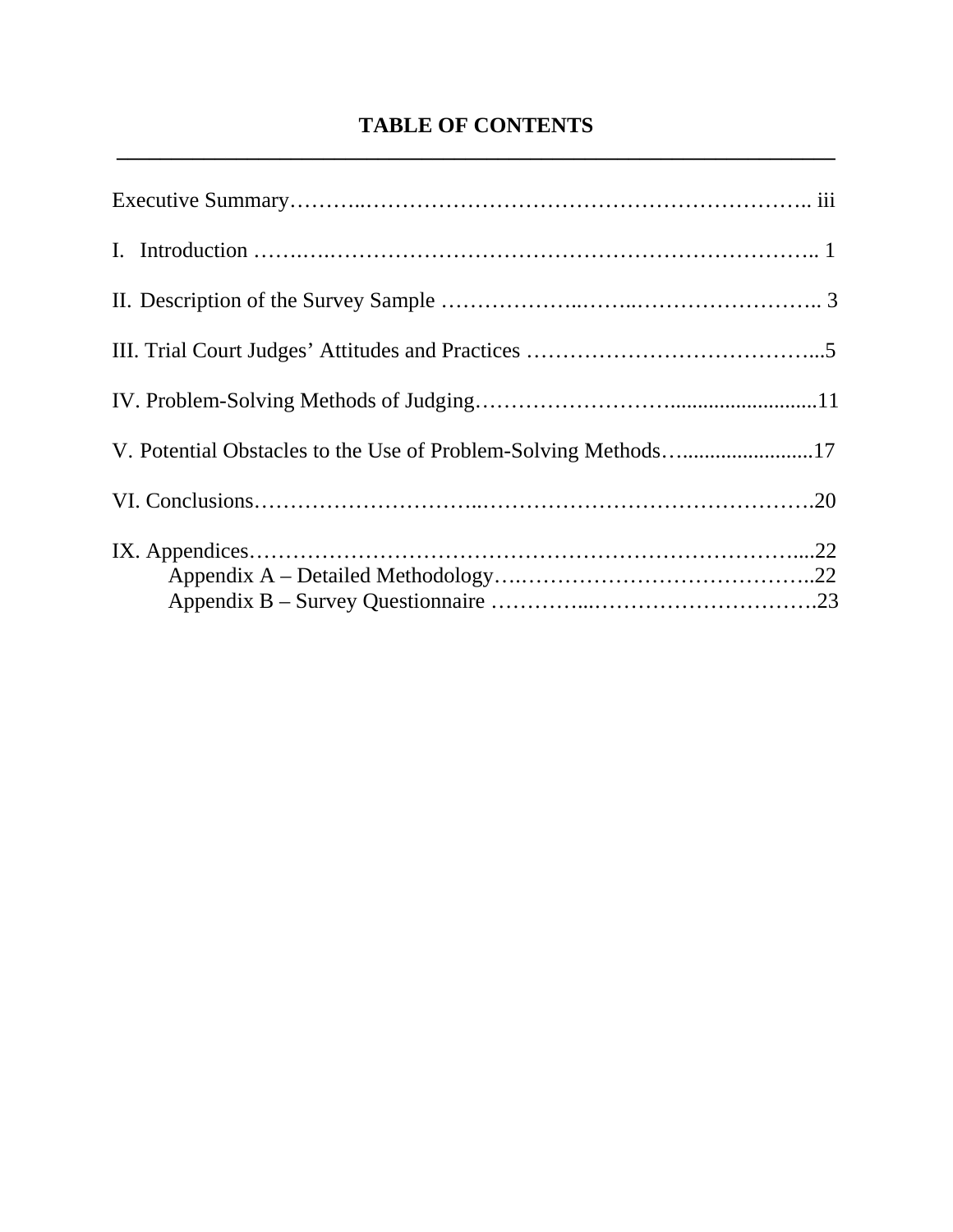# TABLE OF CONTENTS

Executive Summary……….………………………………………………….. iii

I. Introduction …….….………………………………………………………….. 1

II. Description of the Survey Sample ………………..……..…………………….. 3

III. Trial Court Judges' Attitudes and Practices …………………………………...5

IV. Problem-Solving Methods of Judging……………………..........................11

V. Potential Obstacles to the Use of Problem-Solving Methods…........................17

VI. Conclusions………………………..……………………………………….20

IX. Appendices………………………………………………………………....22
  - Appendix A – Detailed Methodology….…………………………………..22
  - Appendix B – Survey Questionnaire …………...………………………….23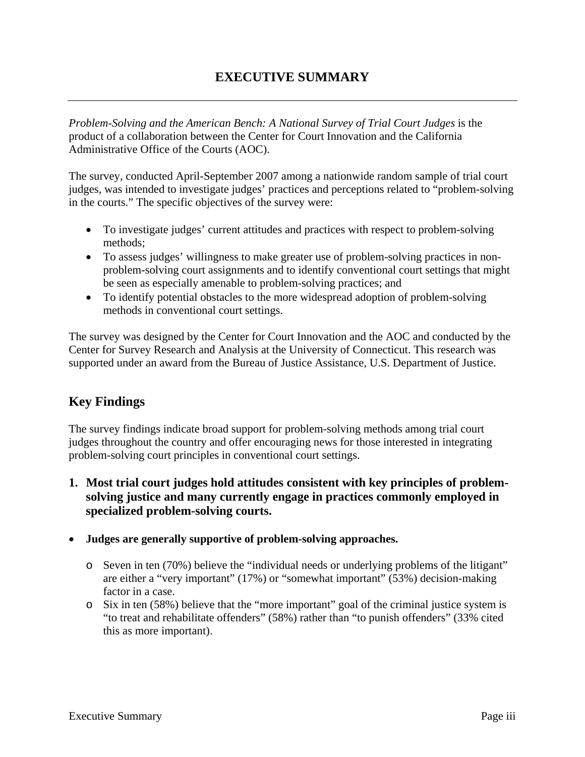# EXECUTIVE SUMMARY

*Problem-Solving and the American Bench: A National Survey of Trial Court Judges* is the product of a collaboration between the Center for Court Innovation and the California Administrative Office of the Courts (AOC).

The survey, conducted April-September 2007 among a nationwide random sample of trial court judges, was intended to investigate judges' practices and perceptions related to "problem-solving in the courts." The specific objectives of the survey were:

- To investigate judges' current attitudes and practices with respect to problem-solving methods;
- To assess judges' willingness to make greater use of problem-solving practices in non-problem-solving court assignments and to identify conventional court settings that might be seen as especially amenable to problem-solving practices; and
- To identify potential obstacles to the more widespread adoption of problem-solving methods in conventional court settings.

The survey was designed by the Center for Court Innovation and the AOC and conducted by the Center for Survey Research and Analysis at the University of Connecticut. This research was supported under an award from the Bureau of Justice Assistance, U.S. Department of Justice.

## Key Findings

The survey findings indicate broad support for problem-solving methods among trial court judges throughout the country and offer encouraging news for those interested in integrating problem-solving court principles in conventional court settings.

### 1. Most trial court judges hold attitudes consistent with key principles of problem-solving justice and many currently engage in practices commonly employed in specialized problem-solving courts.

- **Judges are generally supportive of problem-solving approaches.**
  - Seven in ten (70%) believe the "individual needs or underlying problems of the litigant" are either a "very important" (17%) or "somewhat important" (53%) decision-making factor in a case.
  - Six in ten (58%) believe that the "more important" goal of the criminal justice system is "to treat and rehabilitate offenders" (58%) rather than "to punish offenders" (33% cited this as more important).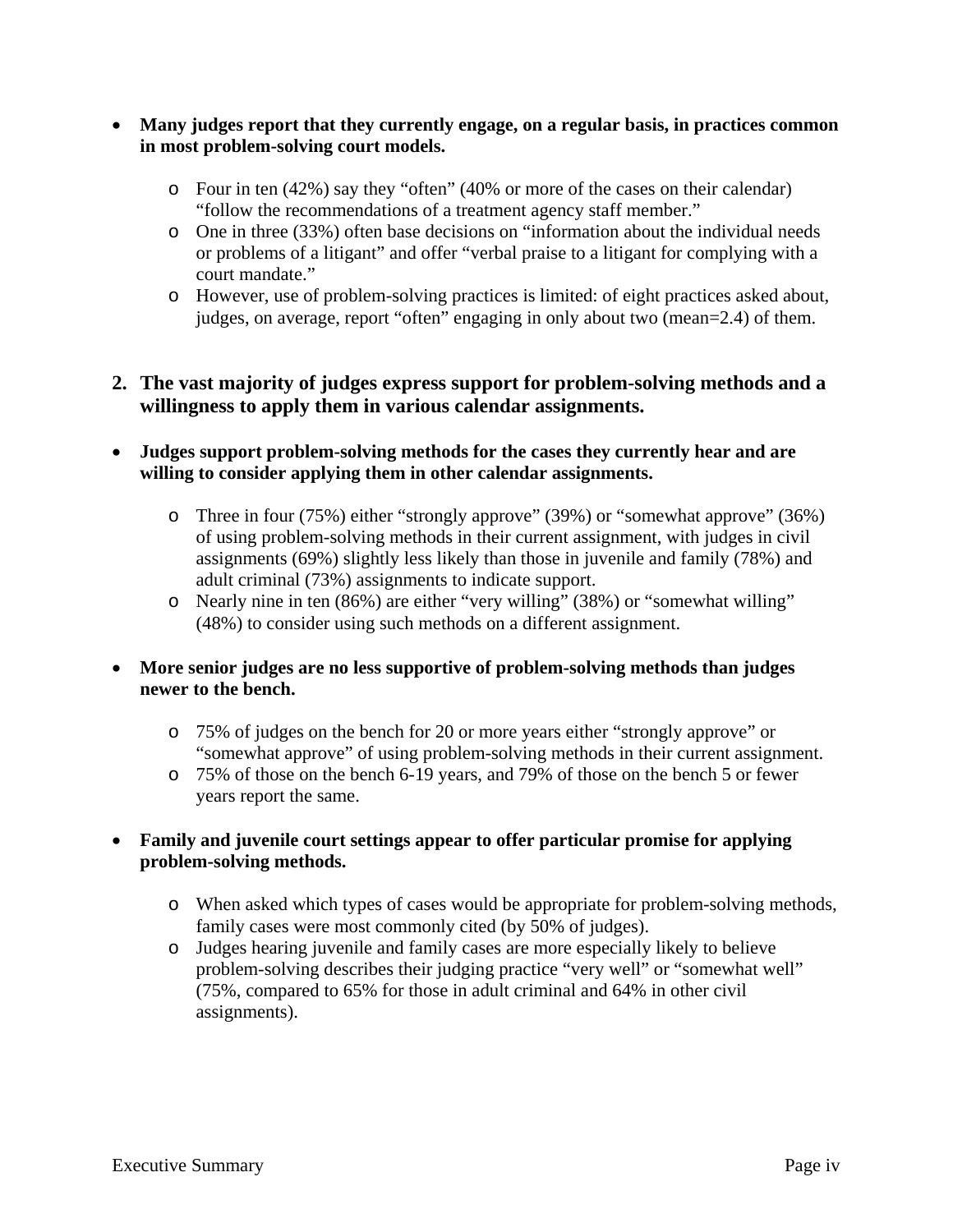- **Many judges report that they currently engage, on a regular basis, in practices common in most problem-solving court models.**

    - Four in ten (42%) say they "often" (40% or more of the cases on their calendar) "follow the recommendations of a treatment agency staff member."
    - One in three (33%) often base decisions on "information about the individual needs or problems of a litigant" and offer "verbal praise to a litigant for complying with a court mandate."
    - However, use of problem-solving practices is limited: of eight practices asked about, judges, on average, report "often" engaging in only about two (mean=2.4) of them.

2. **The vast majority of judges express support for problem-solving methods and a willingness to apply them in various calendar assignments.**

- **Judges support problem-solving methods for the cases they currently hear and are willing to consider applying them in other calendar assignments.**

    - Three in four (75%) either "strongly approve" (39%) or "somewhat approve" (36%) of using problem-solving methods in their current assignment, with judges in civil assignments (69%) slightly less likely than those in juvenile and family (78%) and adult criminal (73%) assignments to indicate support.
    - Nearly nine in ten (86%) are either "very willing" (38%) or "somewhat willing" (48%) to consider using such methods on a different assignment.

- **More senior judges are no less supportive of problem-solving methods than judges newer to the bench.**

    - 75% of judges on the bench for 20 or more years either "strongly approve" or "somewhat approve" of using problem-solving methods in their current assignment.
    - 75% of those on the bench 6-19 years, and 79% of those on the bench 5 or fewer years report the same.

- **Family and juvenile court settings appear to offer particular promise for applying problem-solving methods.**

    - When asked which types of cases would be appropriate for problem-solving methods, family cases were most commonly cited (by 50% of judges).
    - Judges hearing juvenile and family cases are more especially likely to believe problem-solving describes their judging practice "very well" or "somewhat well" (75%, compared to 65% for those in adult criminal and 64% in other civil assignments).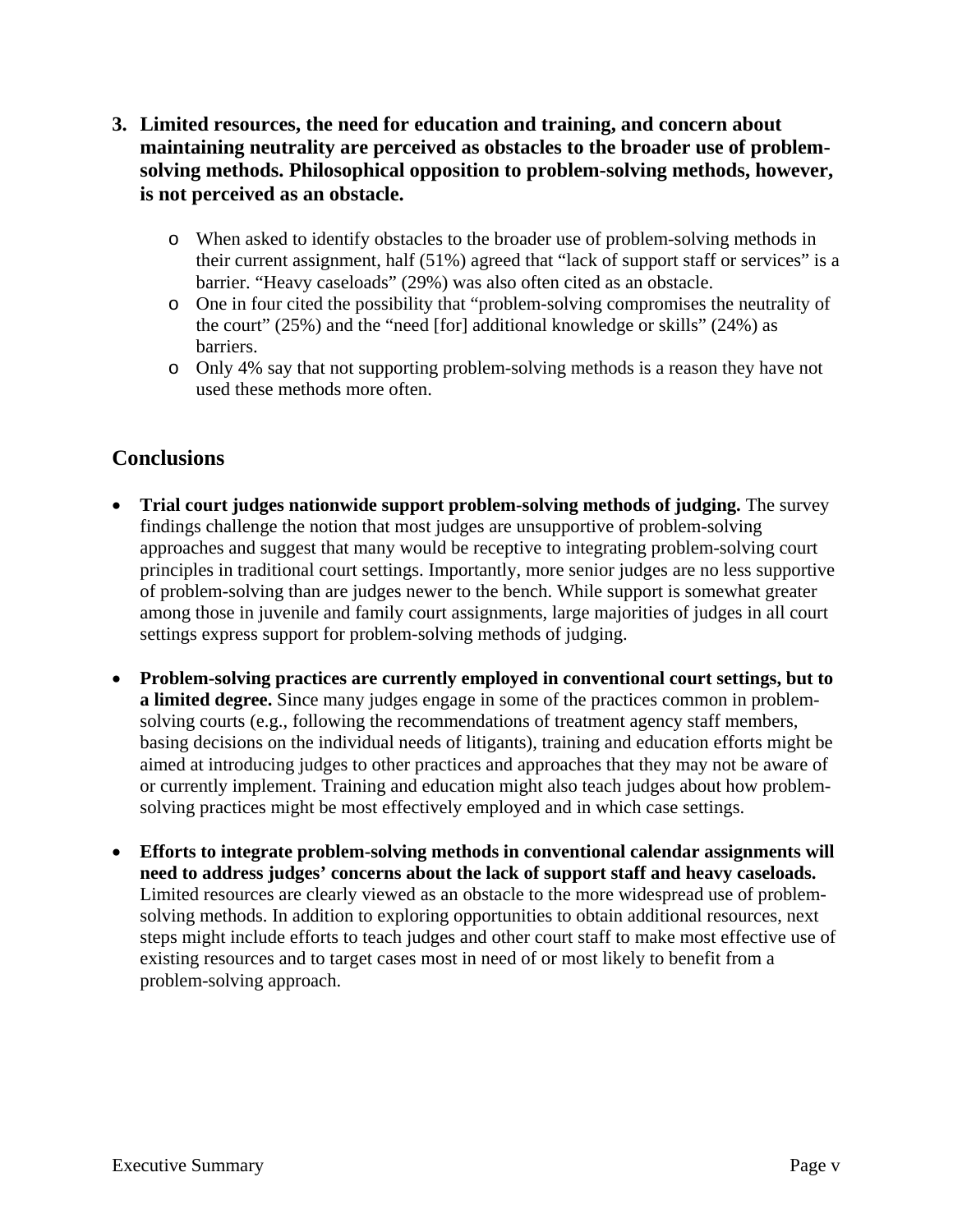3. **Limited resources, the need for education and training, and concern about maintaining neutrality are perceived as obstacles to the broader use of problem-solving methods. Philosophical opposition to problem-solving methods, however, is not perceived as an obstacle.**

   - When asked to identify obstacles to the broader use of problem-solving methods in their current assignment, half (51%) agreed that "lack of support staff or services" is a barrier. "Heavy caseloads" (29%) was also often cited as an obstacle.
   - One in four cited the possibility that "problem-solving compromises the neutrality of the court" (25%) and the "need [for] additional knowledge or skills" (24%) as barriers.
   - Only 4% say that not supporting problem-solving methods is a reason they have not used these methods more often.

## Conclusions

- **Trial court judges nationwide support problem-solving methods of judging.** The survey findings challenge the notion that most judges are unsupportive of problem-solving approaches and suggest that many would be receptive to integrating problem-solving court principles in traditional court settings. Importantly, more senior judges are no less supportive of problem-solving than are judges newer to the bench. While support is somewhat greater among those in juvenile and family court assignments, large majorities of judges in all court settings express support for problem-solving methods of judging.

- **Problem-solving practices are currently employed in conventional court settings, but to a limited degree.** Since many judges engage in some of the practices common in problem-solving courts (e.g., following the recommendations of treatment agency staff members, basing decisions on the individual needs of litigants), training and education efforts might be aimed at introducing judges to other practices and approaches that they may not be aware of or currently implement. Training and education might also teach judges about how problem-solving practices might be most effectively employed and in which case settings.

- **Efforts to integrate problem-solving methods in conventional calendar assignments will need to address judges' concerns about the lack of support staff and heavy caseloads.** Limited resources are clearly viewed as an obstacle to the more widespread use of problem-solving methods. In addition to exploring opportunities to obtain additional resources, next steps might include efforts to teach judges and other court staff to make most effective use of existing resources and to target cases most in need of or most likely to benefit from a problem-solving approach.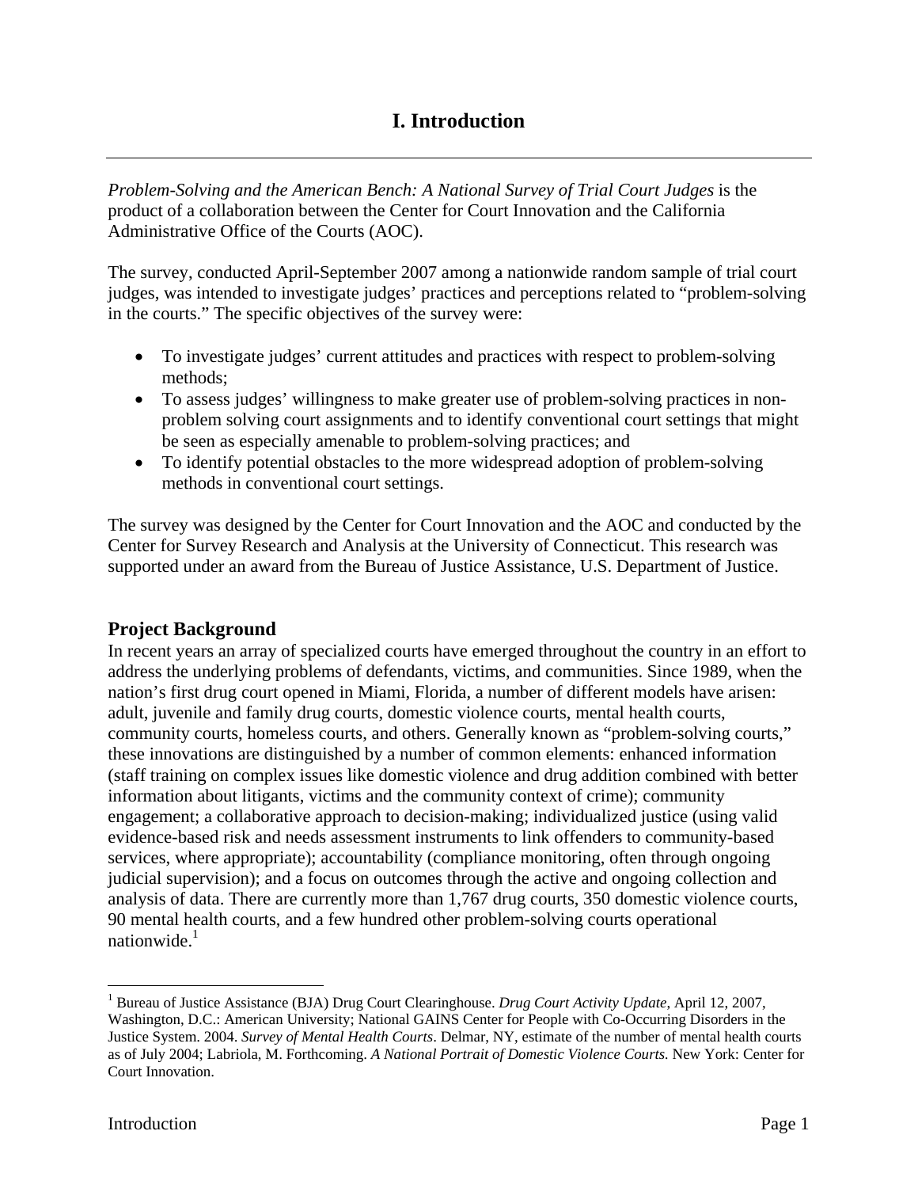# I. Introduction

*Problem-Solving and the American Bench: A National Survey of Trial Court Judges* is the product of a collaboration between the Center for Court Innovation and the California Administrative Office of the Courts (AOC).

The survey, conducted April-September 2007 among a nationwide random sample of trial court judges, was intended to investigate judges' practices and perceptions related to "problem-solving in the courts." The specific objectives of the survey were:

- To investigate judges' current attitudes and practices with respect to problem-solving methods;
- To assess judges' willingness to make greater use of problem-solving practices in non-problem solving court assignments and to identify conventional court settings that might be seen as especially amenable to problem-solving practices; and
- To identify potential obstacles to the more widespread adoption of problem-solving methods in conventional court settings.

The survey was designed by the Center for Court Innovation and the AOC and conducted by the Center for Survey Research and Analysis at the University of Connecticut. This research was supported under an award from the Bureau of Justice Assistance, U.S. Department of Justice.

## Project Background

In recent years an array of specialized courts have emerged throughout the country in an effort to address the underlying problems of defendants, victims, and communities. Since 1989, when the nation's first drug court opened in Miami, Florida, a number of different models have arisen: adult, juvenile and family drug courts, domestic violence courts, mental health courts, community courts, homeless courts, and others. Generally known as "problem-solving courts," these innovations are distinguished by a number of common elements: enhanced information (staff training on complex issues like domestic violence and drug addition combined with better information about litigants, victims and the community context of crime); community engagement; a collaborative approach to decision-making; individualized justice (using valid evidence-based risk and needs assessment instruments to link offenders to community-based services, where appropriate); accountability (compliance monitoring, often through ongoing judicial supervision); and a focus on outcomes through the active and ongoing collection and analysis of data. There are currently more than 1,767 drug courts, 350 domestic violence courts, 90 mental health courts, and a few hundred other problem-solving courts operational nationwide.[1]

---

[1] Bureau of Justice Assistance (BJA) Drug Court Clearinghouse. *Drug Court Activity Update*, April 12, 2007, Washington, D.C.: American University; National GAINS Center for People with Co-Occurring Disorders in the Justice System. 2004. *Survey of Mental Health Courts*. Delmar, NY, estimate of the number of mental health courts as of July 2004; Labriola, M. Forthcoming. *A National Portrait of Domestic Violence Courts.* New York: Center for Court Innovation.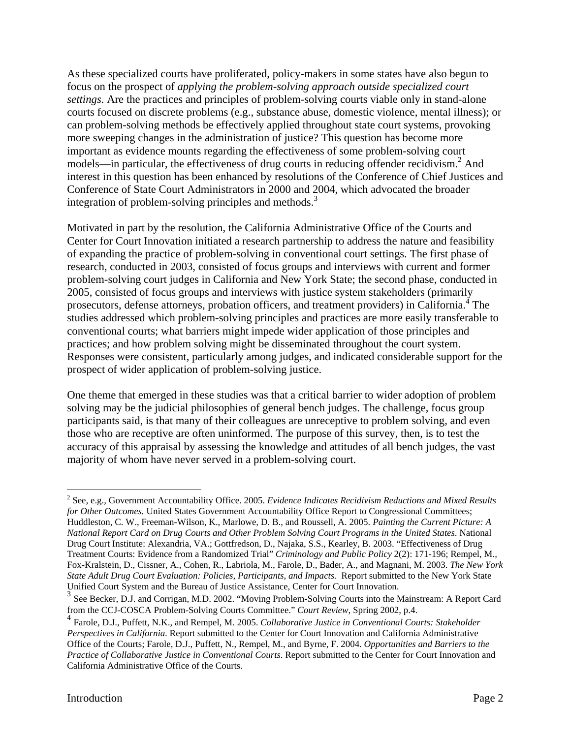As these specialized courts have proliferated, policy-makers in some states have also begun to focus on the prospect of *applying the problem-solving approach outside specialized court settings*. Are the practices and principles of problem-solving courts viable only in stand-alone courts focused on discrete problems (e.g., substance abuse, domestic violence, mental illness); or can problem-solving methods be effectively applied throughout state court systems, provoking more sweeping changes in the administration of justice? This question has become more important as evidence mounts regarding the effectiveness of some problem-solving court models—in particular, the effectiveness of drug courts in reducing offender recidivism.[2] And interest in this question has been enhanced by resolutions of the Conference of Chief Justices and Conference of State Court Administrators in 2000 and 2004, which advocated the broader integration of problem-solving principles and methods.[3]

Motivated in part by the resolution, the California Administrative Office of the Courts and Center for Court Innovation initiated a research partnership to address the nature and feasibility of expanding the practice of problem-solving in conventional court settings. The first phase of research, conducted in 2003, consisted of focus groups and interviews with current and former problem-solving court judges in California and New York State; the second phase, conducted in 2005, consisted of focus groups and interviews with justice system stakeholders (primarily prosecutors, defense attorneys, probation officers, and treatment providers) in California.[4] The studies addressed which problem-solving principles and practices are more easily transferable to conventional courts; what barriers might impede wider application of those principles and practices; and how problem solving might be disseminated throughout the court system. Responses were consistent, particularly among judges, and indicated considerable support for the prospect of wider application of problem-solving justice.

One theme that emerged in these studies was that a critical barrier to wider adoption of problem solving may be the judicial philosophies of general bench judges. The challenge, focus group participants said, is that many of their colleagues are unreceptive to problem solving, and even those who are receptive are often uninformed. The purpose of this survey, then, is to test the accuracy of this appraisal by assessing the knowledge and attitudes of all bench judges, the vast majority of whom have never served in a problem-solving court.

---

[2] See, e.g., Government Accountability Office. 2005. *Evidence Indicates Recidivism Reductions and Mixed Results for Other Outcomes.* United States Government Accountability Office Report to Congressional Committees; Huddleston, C. W., Freeman-Wilson, K., Marlowe, D. B., and Roussell, A. 2005. *Painting the Current Picture: A National Report Card on Drug Courts and Other Problem Solving Court Programs in the United States.* National Drug Court Institute: Alexandria, VA.; Gottfredson, D., Najaka, S.S., Kearley, B. 2003. "Effectiveness of Drug Treatment Courts: Evidence from a Randomized Trial" *Criminology and Public Policy* 2(2): 171-196; Rempel, M., Fox-Kralstein, D., Cissner, A., Cohen, R., Labriola, M., Farole, D., Bader, A., and Magnani, M. 2003. *The New York State Adult Drug Court Evaluation: Policies, Participants, and Impacts.* Report submitted to the New York State Unified Court System and the Bureau of Justice Assistance, Center for Court Innovation.

[3] See Becker, D.J. and Corrigan, M.D. 2002. "Moving Problem-Solving Courts into the Mainstream: A Report Card from the CCJ-COSCA Problem-Solving Courts Committee." *Court Review*, Spring 2002, p.4.

[4] Farole, D.J., Puffett, N.K., and Rempel, M. 2005. *Collaborative Justice in Conventional Courts: Stakeholder Perspectives in California.* Report submitted to the Center for Court Innovation and California Administrative Office of the Courts; Farole, D.J., Puffett, N., Rempel, M., and Byrne, F. 2004. *Opportunities and Barriers to the Practice of Collaborative Justice in Conventional Courts.* Report submitted to the Center for Court Innovation and California Administrative Office of the Courts.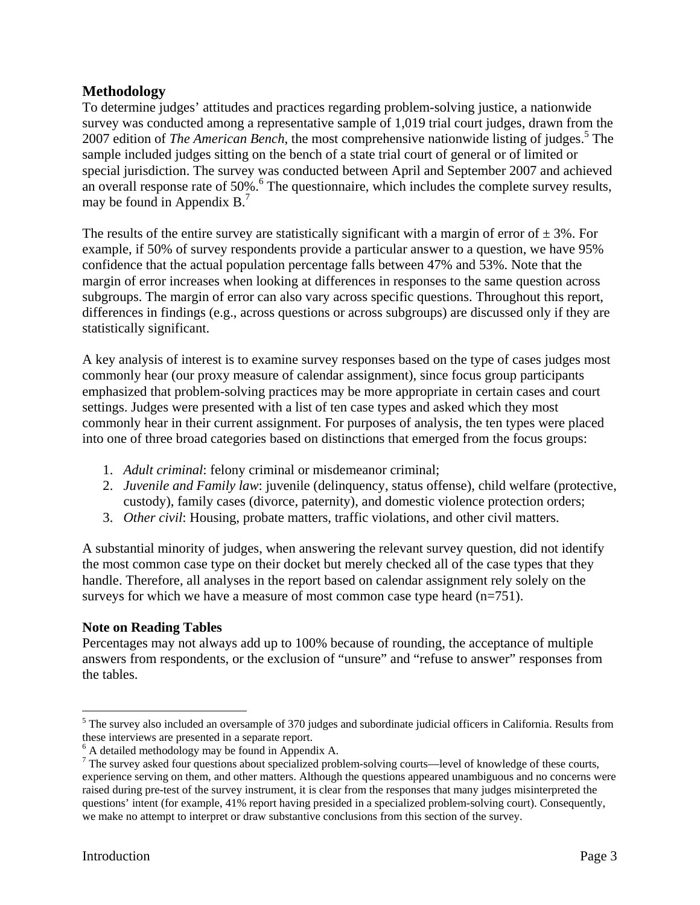## Methodology

To determine judges' attitudes and practices regarding problem-solving justice, a nationwide survey was conducted among a representative sample of 1,019 trial court judges, drawn from the 2007 edition of *The American Bench*, the most comprehensive nationwide listing of judges.[5] The sample included judges sitting on the bench of a state trial court of general or of limited or special jurisdiction. The survey was conducted between April and September 2007 and achieved an overall response rate of 50%.[6] The questionnaire, which includes the complete survey results, may be found in Appendix B.[7]

The results of the entire survey are statistically significant with a margin of error of ± 3%. For example, if 50% of survey respondents provide a particular answer to a question, we have 95% confidence that the actual population percentage falls between 47% and 53%. Note that the margin of error increases when looking at differences in responses to the same question across subgroups. The margin of error can also vary across specific questions. Throughout this report, differences in findings (e.g., across questions or across subgroups) are discussed only if they are statistically significant.

A key analysis of interest is to examine survey responses based on the type of cases judges most commonly hear (our proxy measure of calendar assignment), since focus group participants emphasized that problem-solving practices may be more appropriate in certain cases and court settings. Judges were presented with a list of ten case types and asked which they most commonly hear in their current assignment. For purposes of analysis, the ten types were placed into one of three broad categories based on distinctions that emerged from the focus groups:

1. *Adult criminal*: felony criminal or misdemeanor criminal;
2. *Juvenile and Family law*: juvenile (delinquency, status offense), child welfare (protective, custody), family cases (divorce, paternity), and domestic violence protection orders;
3. *Other civil*: Housing, probate matters, traffic violations, and other civil matters.

A substantial minority of judges, when answering the relevant survey question, did not identify the most common case type on their docket but merely checked all of the case types that they handle. Therefore, all analyses in the report based on calendar assignment rely solely on the surveys for which we have a measure of most common case type heard (n=751).

### Note on Reading Tables

Percentages may not always add up to 100% because of rounding, the acceptance of multiple answers from respondents, or the exclusion of "unsure" and "refuse to answer" responses from the tables.

---

[5] The survey also included an oversample of 370 judges and subordinate judicial officers in California. Results from these interviews are presented in a separate report.

[6] A detailed methodology may be found in Appendix A.

[7] The survey asked four questions about specialized problem-solving courts—level of knowledge of these courts, experience serving on them, and other matters. Although the questions appeared unambiguous and no concerns were raised during pre-test of the survey instrument, it is clear from the responses that many judges misinterpreted the questions' intent (for example, 41% report having presided in a specialized problem-solving court). Consequently, we make no attempt to interpret or draw substantive conclusions from this section of the survey.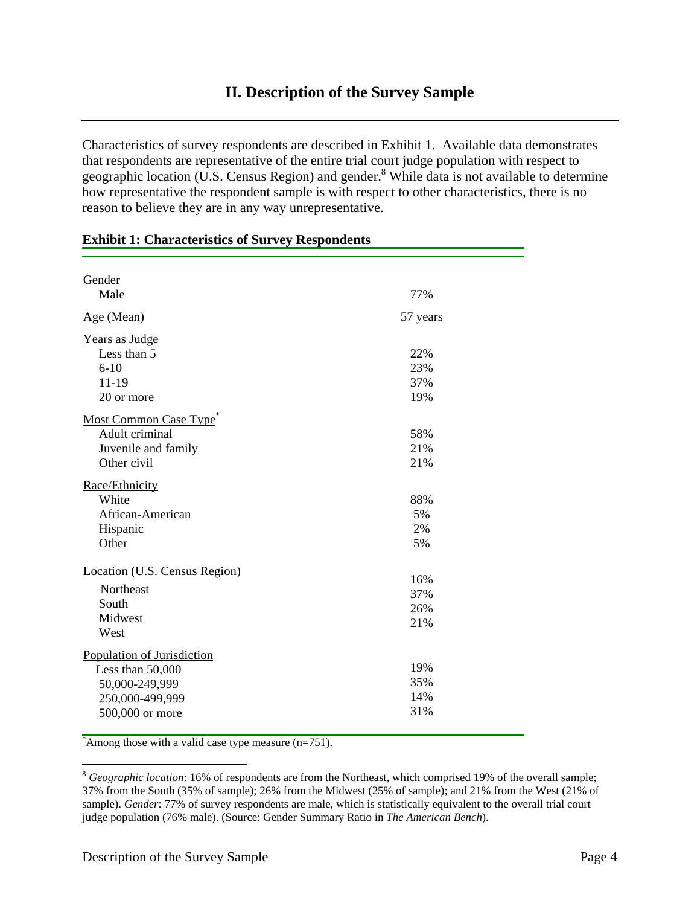## II. Description of the Survey Sample

Characteristics of survey respondents are described in Exhibit 1. Available data demonstrates that respondents are representative of the entire trial court judge population with respect to geographic location (U.S. Census Region) and gender.[8] While data is not available to determine how representative the respondent sample is with respect to other characteristics, there is no reason to believe they are in any way unrepresentative.

**Exhibit 1: Characteristics of Survey Respondents**

| | |
|---|---|
| Gender | |
| Male | 77% |
| Age (Mean) | 57 years |
| Years as Judge | |
| Less than 5 | 22% |
| 6-10 | 23% |
| 11-19 | 37% |
| 20 or more | 19% |
| Most Common Case Type* | |
| Adult criminal | 58% |
| Juvenile and family | 21% |
| Other civil | 21% |
| Race/Ethnicity | |
| White | 88% |
| African-American | 5% |
| Hispanic | 2% |
| Other | 5% |
| Location (U.S. Census Region) | |
| Northeast | 16% |
| South | 37% |
| Midwest | 26% |
| West | 21% |
| Population of Jurisdiction | |
| Less than 50,000 | 19% |
| 50,000-249,999 | 35% |
| 250,000-499,999 | 14% |
| 500,000 or more | 31% |

*Among those with a valid case type measure (n=751).

[8] *Geographic location*: 16% of respondents are from the Northeast, which comprised 19% of the overall sample; 37% from the South (35% of sample); 26% from the Midwest (25% of sample); and 21% from the West (21% of sample). *Gender*: 77% of survey respondents are male, which is statistically equivalent to the overall trial court judge population (76% male). (Source: Gender Summary Ratio in *The American Bench*).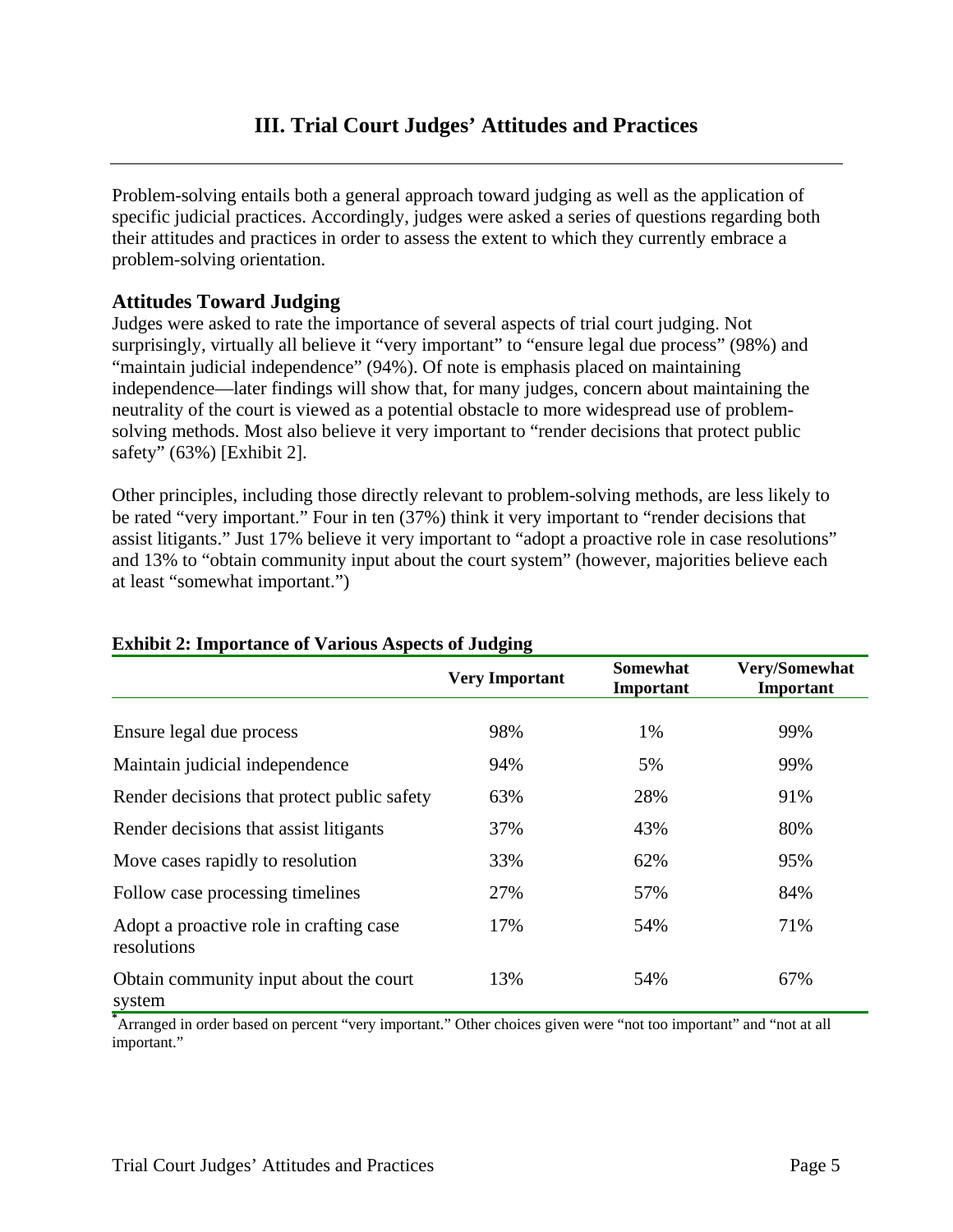## III. Trial Court Judges' Attitudes and Practices

Problem-solving entails both a general approach toward judging as well as the application of specific judicial practices. Accordingly, judges were asked a series of questions regarding both their attitudes and practices in order to assess the extent to which they currently embrace a problem-solving orientation.

### Attitudes Toward Judging

Judges were asked to rate the importance of several aspects of trial court judging. Not surprisingly, virtually all believe it "very important" to "ensure legal due process" (98%) and "maintain judicial independence" (94%). Of note is emphasis placed on maintaining independence—later findings will show that, for many judges, concern about maintaining the neutrality of the court is viewed as a potential obstacle to more widespread use of problem-solving methods. Most also believe it very important to "render decisions that protect public safety" (63%) [Exhibit 2].

Other principles, including those directly relevant to problem-solving methods, are less likely to be rated "very important." Four in ten (37%) think it very important to "render decisions that assist litigants." Just 17% believe it very important to "adopt a proactive role in case resolutions" and 13% to "obtain community input about the court system" (however, majorities believe each at least "somewhat important.")

**Exhibit 2: Importance of Various Aspects of Judging**

| | Very Important | Somewhat Important | Very/Somewhat Important |
|---|---|---|---|
| Ensure legal due process | 98% | 1% | 99% |
| Maintain judicial independence | 94% | 5% | 99% |
| Render decisions that protect public safety | 63% | 28% | 91% |
| Render decisions that assist litigants | 37% | 43% | 80% |
| Move cases rapidly to resolution | 33% | 62% | 95% |
| Follow case processing timelines | 27% | 57% | 84% |
| Adopt a proactive role in crafting case resolutions | 17% | 54% | 71% |
| Obtain community input about the court system | 13% | 54% | 67% |

*Arranged in order based on percent "very important." Other choices given were "not too important" and "not at all important."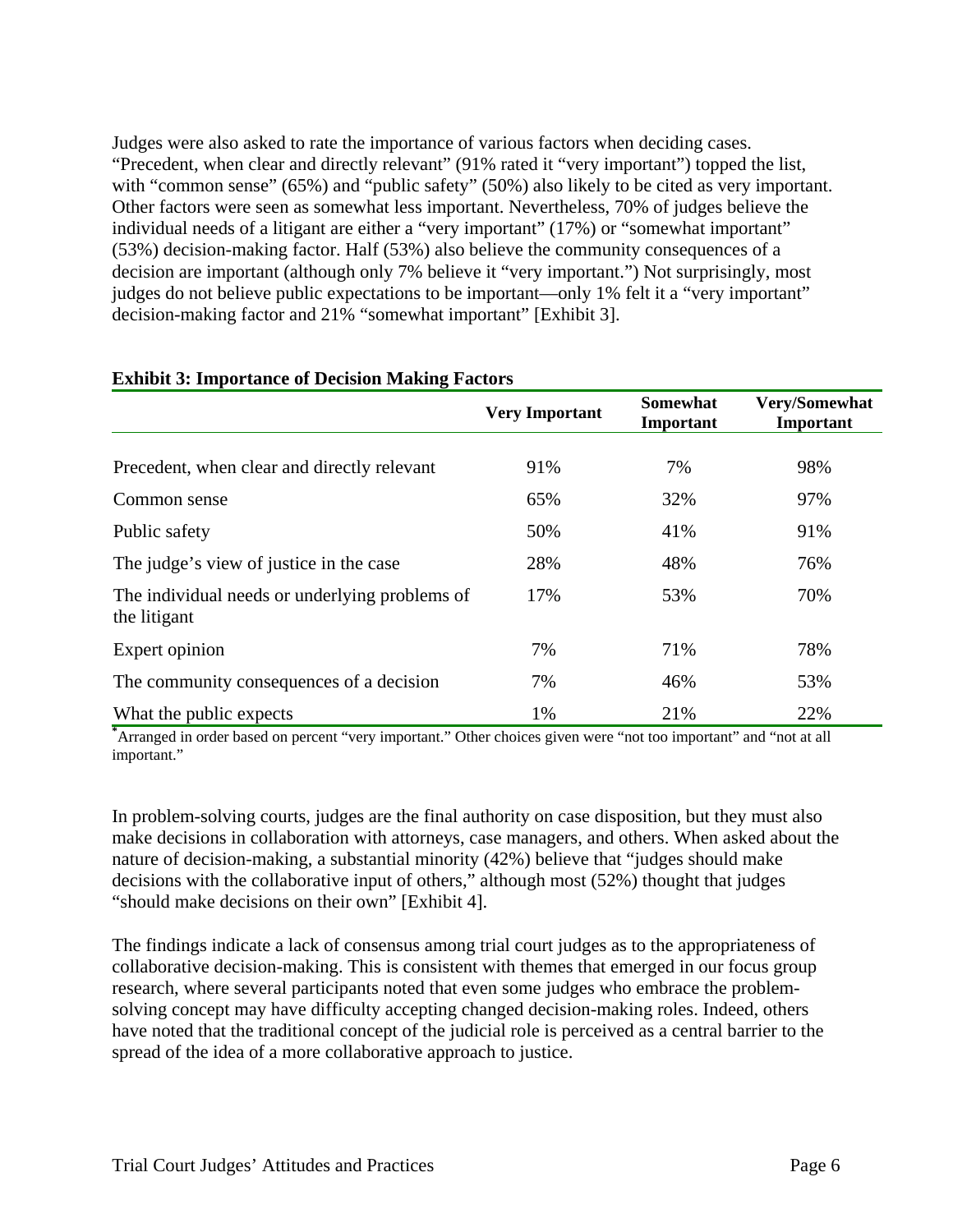Judges were also asked to rate the importance of various factors when deciding cases. "Precedent, when clear and directly relevant" (91% rated it "very important") topped the list, with "common sense" (65%) and "public safety" (50%) also likely to be cited as very important. Other factors were seen as somewhat less important. Nevertheless, 70% of judges believe the individual needs of a litigant are either a "very important" (17%) or "somewhat important" (53%) decision-making factor. Half (53%) also believe the community consequences of a decision are important (although only 7% believe it "very important.") Not surprisingly, most judges do not believe public expectations to be important—only 1% felt it a "very important" decision-making factor and 21% "somewhat important" [Exhibit 3].

**Exhibit 3: Importance of Decision Making Factors**

| | Very Important | Somewhat Important | Very/Somewhat Important |
|---|---|---|---|
| Precedent, when clear and directly relevant | 91% | 7% | 98% |
| Common sense | 65% | 32% | 97% |
| Public safety | 50% | 41% | 91% |
| The judge's view of justice in the case | 28% | 48% | 76% |
| The individual needs or underlying problems of the litigant | 17% | 53% | 70% |
| Expert opinion | 7% | 71% | 78% |
| The community consequences of a decision | 7% | 46% | 53% |
| What the public expects | 1% | 21% | 22% |

*Arranged in order based on percent "very important." Other choices given were "not too important" and "not at all important."

In problem-solving courts, judges are the final authority on case disposition, but they must also make decisions in collaboration with attorneys, case managers, and others. When asked about the nature of decision-making, a substantial minority (42%) believe that "judges should make decisions with the collaborative input of others," although most (52%) thought that judges "should make decisions on their own" [Exhibit 4].

The findings indicate a lack of consensus among trial court judges as to the appropriateness of collaborative decision-making. This is consistent with themes that emerged in our focus group research, where several participants noted that even some judges who embrace the problem-solving concept may have difficulty accepting changed decision-making roles. Indeed, others have noted that the traditional concept of the judicial role is perceived as a central barrier to the spread of the idea of a more collaborative approach to justice.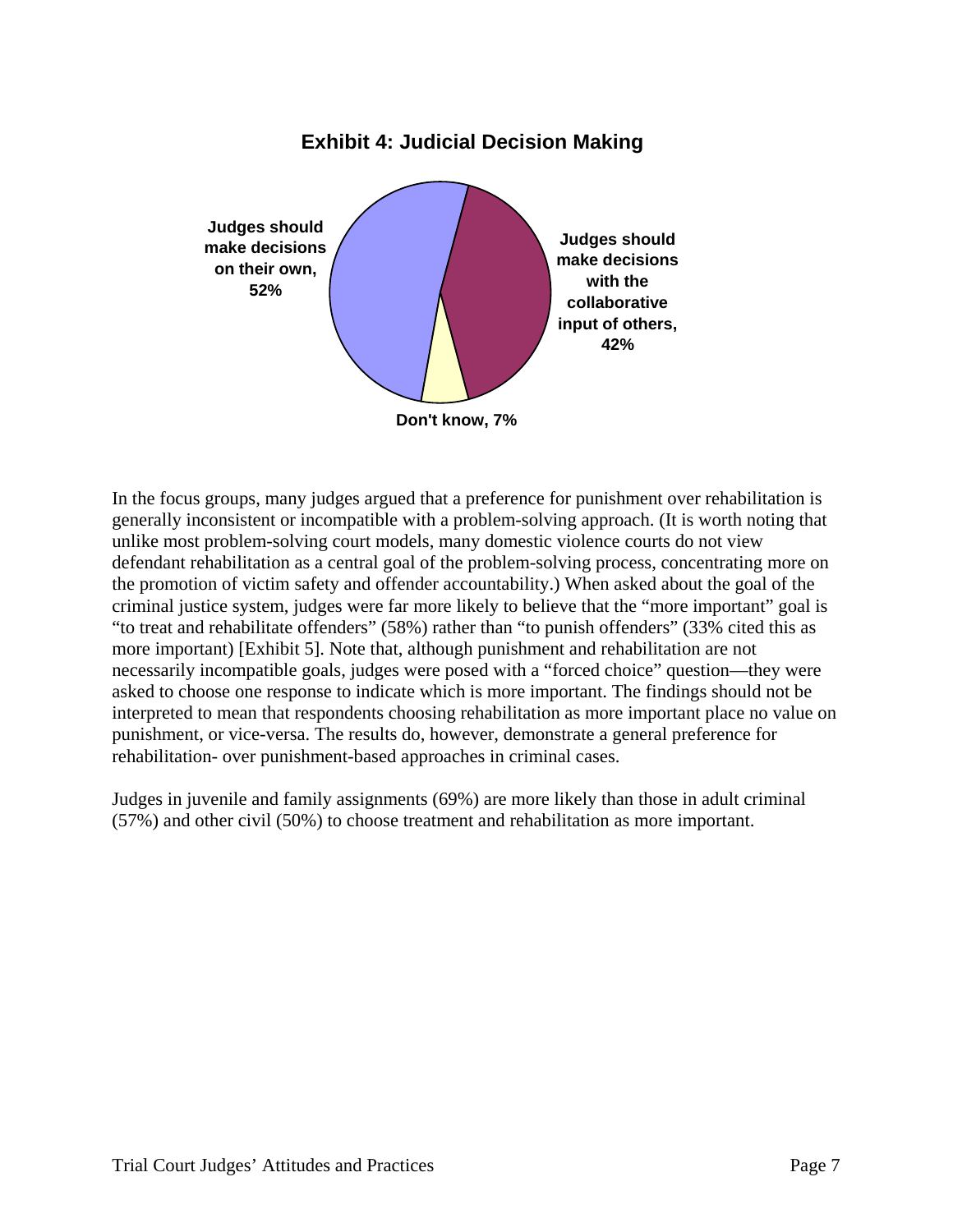**Exhibit 4: Judicial Decision Making**

Judges should make decisions on their own, 52%

Judges should make decisions with the collaborative input of others, 42%

Don't know, 7%

In the focus groups, many judges argued that a preference for punishment over rehabilitation is generally inconsistent or incompatible with a problem-solving approach. (It is worth noting that unlike most problem-solving court models, many domestic violence courts do not view defendant rehabilitation as a central goal of the problem-solving process, concentrating more on the promotion of victim safety and offender accountability.) When asked about the goal of the criminal justice system, judges were far more likely to believe that the "more important" goal is "to treat and rehabilitate offenders" (58%) rather than "to punish offenders" (33% cited this as more important) [Exhibit 5]. Note that, although punishment and rehabilitation are not necessarily incompatible goals, judges were posed with a "forced choice" question—they were asked to choose one response to indicate which is more important. The findings should not be interpreted to mean that respondents choosing rehabilitation as more important place no value on punishment, or vice-versa. The results do, however, demonstrate a general preference for rehabilitation- over punishment-based approaches in criminal cases.

Judges in juvenile and family assignments (69%) are more likely than those in adult criminal (57%) and other civil (50%) to choose treatment and rehabilitation as more important.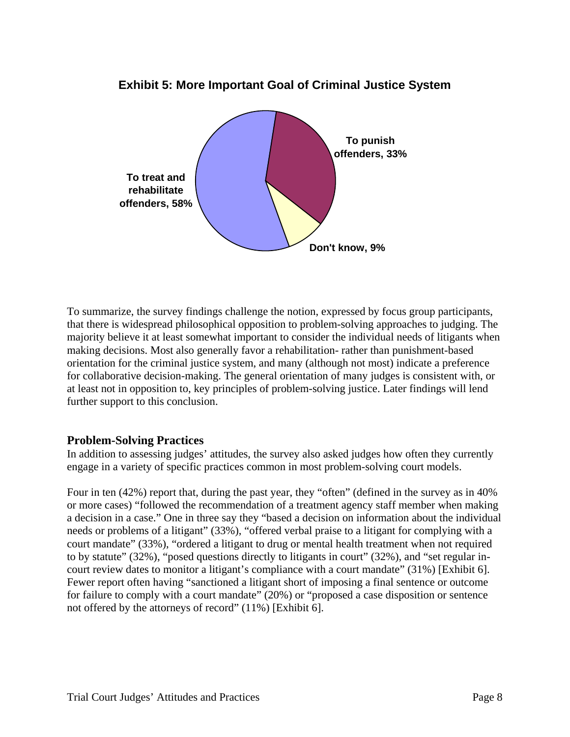**Exhibit 5: More Important Goal of Criminal Justice System**

To treat and rehabilitate offenders, 58%

To punish offenders, 33%

Don't know, 9%

To summarize, the survey findings challenge the notion, expressed by focus group participants, that there is widespread philosophical opposition to problem-solving approaches to judging. The majority believe it at least somewhat important to consider the individual needs of litigants when making decisions. Most also generally favor a rehabilitation- rather than punishment-based orientation for the criminal justice system, and many (although not most) indicate a preference for collaborative decision-making. The general orientation of many judges is consistent with, or at least not in opposition to, key principles of problem-solving justice. Later findings will lend further support to this conclusion.

## Problem-Solving Practices

In addition to assessing judges' attitudes, the survey also asked judges how often they currently engage in a variety of specific practices common in most problem-solving court models.

Four in ten (42%) report that, during the past year, they "often" (defined in the survey as in 40% or more cases) "followed the recommendation of a treatment agency staff member when making a decision in a case." One in three say they "based a decision on information about the individual needs or problems of a litigant" (33%), "offered verbal praise to a litigant for complying with a court mandate" (33%), "ordered a litigant to drug or mental health treatment when not required to by statute" (32%), "posed questions directly to litigants in court" (32%), and "set regular in-court review dates to monitor a litigant's compliance with a court mandate" (31%) [Exhibit 6]. Fewer report often having "sanctioned a litigant short of imposing a final sentence or outcome for failure to comply with a court mandate" (20%) or "proposed a case disposition or sentence not offered by the attorneys of record" (11%) [Exhibit 6].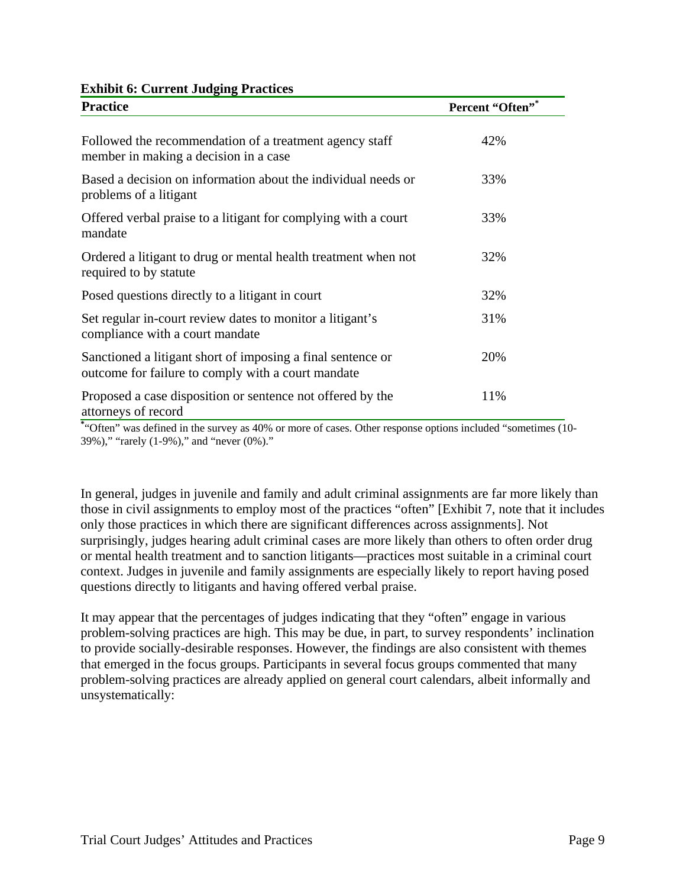**Exhibit 6: Current Judging Practices**

| Practice | Percent "Often"* |
| --- | --- |
| Followed the recommendation of a treatment agency staff member in making a decision in a case | 42% |
| Based a decision on information about the individual needs or problems of a litigant | 33% |
| Offered verbal praise to a litigant for complying with a court mandate | 33% |
| Ordered a litigant to drug or mental health treatment when not required to by statute | 32% |
| Posed questions directly to a litigant in court | 32% |
| Set regular in-court review dates to monitor a litigant's compliance with a court mandate | 31% |
| Sanctioned a litigant short of imposing a final sentence or outcome for failure to comply with a court mandate | 20% |
| Proposed a case disposition or sentence not offered by the attorneys of record | 11% |

*"Often" was defined in the survey as 40% or more of cases. Other response options included "sometimes (10-39%)," "rarely (1-9%)," and "never (0%)."

In general, judges in juvenile and family and adult criminal assignments are far more likely than those in civil assignments to employ most of the practices "often" [Exhibit 7, note that it includes only those practices in which there are significant differences across assignments]. Not surprisingly, judges hearing adult criminal cases are more likely than others to often order drug or mental health treatment and to sanction litigants—practices most suitable in a criminal court context. Judges in juvenile and family assignments are especially likely to report having posed questions directly to litigants and having offered verbal praise.

It may appear that the percentages of judges indicating that they "often" engage in various problem-solving practices are high. This may be due, in part, to survey respondents' inclination to provide socially-desirable responses. However, the findings are also consistent with themes that emerged in the focus groups. Participants in several focus groups commented that many problem-solving practices are already applied on general court calendars, albeit informally and unsystematically: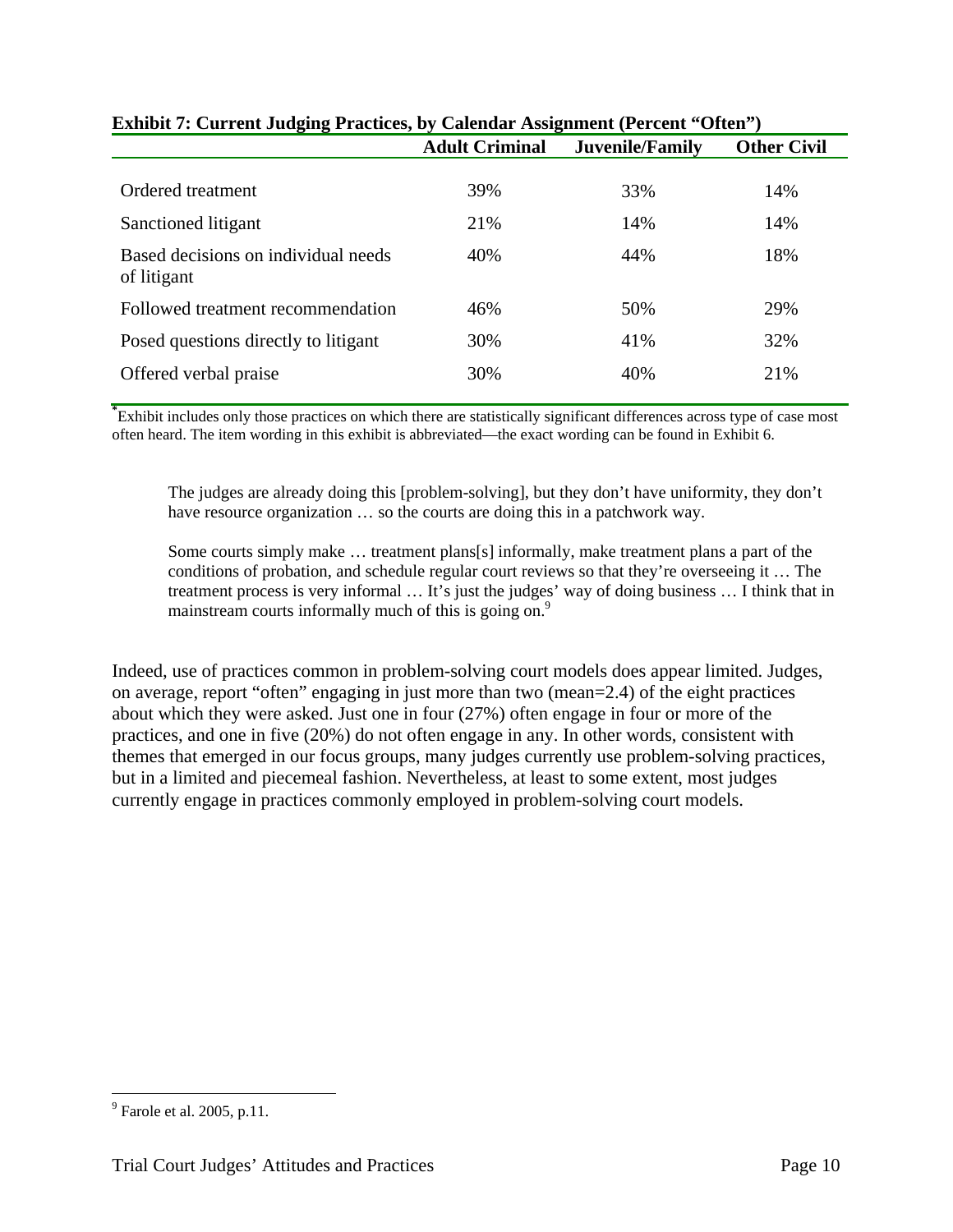**Exhibit 7: Current Judging Practices, by Calendar Assignment (Percent "Often")**

| | Adult Criminal | Juvenile/Family | Other Civil |
|---|---|---|---|
| Ordered treatment | 39% | 33% | 14% |
| Sanctioned litigant | 21% | 14% | 14% |
| Based decisions on individual needs of litigant | 40% | 44% | 18% |
| Followed treatment recommendation | 46% | 50% | 29% |
| Posed questions directly to litigant | 30% | 41% | 32% |
| Offered verbal praise | 30% | 40% | 21% |

*Exhibit includes only those practices on which there are statistically significant differences across type of case most often heard. The item wording in this exhibit is abbreviated—the exact wording can be found in Exhibit 6.

> The judges are already doing this [problem-solving], but they don't have uniformity, they don't have resource organization … so the courts are doing this in a patchwork way.
>
> Some courts simply make … treatment plans[s] informally, make treatment plans a part of the conditions of probation, and schedule regular court reviews so that they're overseeing it … The treatment process is very informal … It's just the judges' way of doing business … I think that in mainstream courts informally much of this is going on.[9]

Indeed, use of practices common in problem-solving court models does appear limited. Judges, on average, report "often" engaging in just more than two (mean=2.4) of the eight practices about which they were asked. Just one in four (27%) often engage in four or more of the practices, and one in five (20%) do not often engage in any. In other words, consistent with themes that emerged in our focus groups, many judges currently use problem-solving practices, but in a limited and piecemeal fashion. Nevertheless, at least to some extent, most judges currently engage in practices commonly employed in problem-solving court models.

[9] Farole et al. 2005, p.11.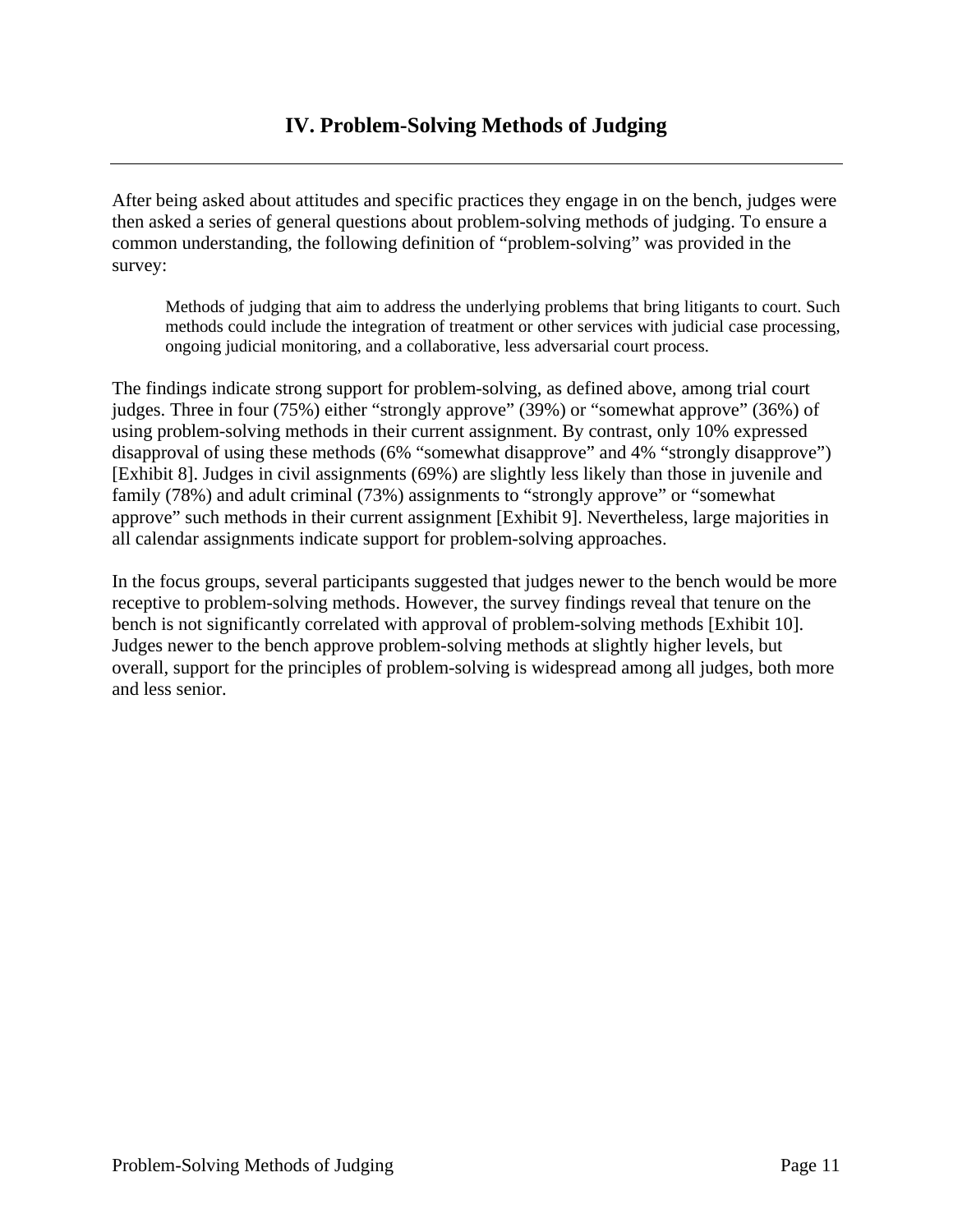# IV. Problem-Solving Methods of Judging

After being asked about attitudes and specific practices they engage in on the bench, judges were then asked a series of general questions about problem-solving methods of judging. To ensure a common understanding, the following definition of "problem-solving" was provided in the survey:

> Methods of judging that aim to address the underlying problems that bring litigants to court. Such methods could include the integration of treatment or other services with judicial case processing, ongoing judicial monitoring, and a collaborative, less adversarial court process.

The findings indicate strong support for problem-solving, as defined above, among trial court judges. Three in four (75%) either "strongly approve" (39%) or "somewhat approve" (36%) of using problem-solving methods in their current assignment. By contrast, only 10% expressed disapproval of using these methods (6% "somewhat disapprove" and 4% "strongly disapprove") [Exhibit 8]. Judges in civil assignments (69%) are slightly less likely than those in juvenile and family (78%) and adult criminal (73%) assignments to "strongly approve" or "somewhat approve" such methods in their current assignment [Exhibit 9]. Nevertheless, large majorities in all calendar assignments indicate support for problem-solving approaches.

In the focus groups, several participants suggested that judges newer to the bench would be more receptive to problem-solving methods. However, the survey findings reveal that tenure on the bench is not significantly correlated with approval of problem-solving methods [Exhibit 10]. Judges newer to the bench approve problem-solving methods at slightly higher levels, but overall, support for the principles of problem-solving is widespread among all judges, both more and less senior.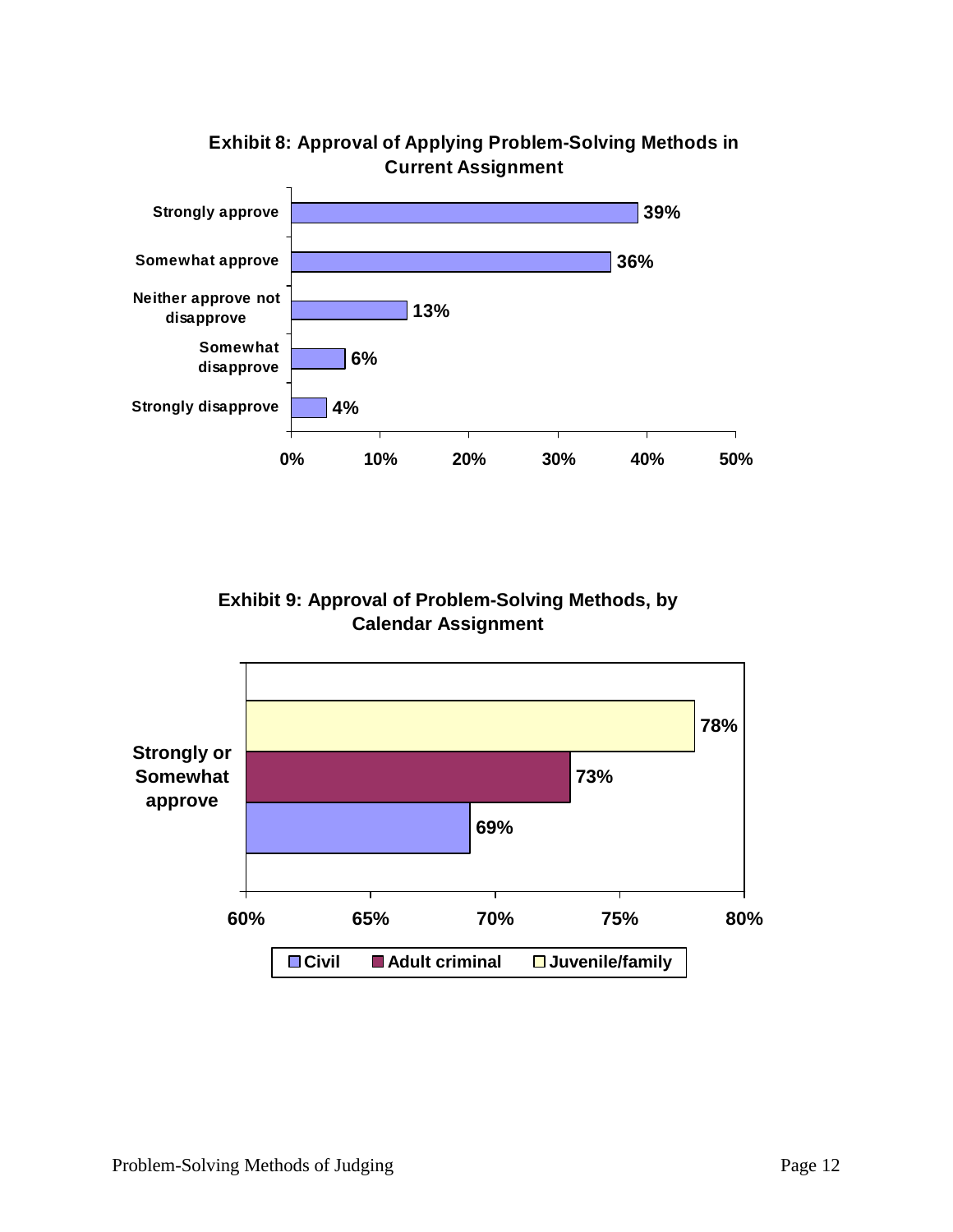**Exhibit 8: Approval of Applying Problem-Solving Methods in Current Assignment**

| Response | Percent |
|---|---|
| Strongly approve | 39% |
| Somewhat approve | 36% |
| Neither approve not disapprove | 13% |
| Somewhat disapprove | 6% |
| Strongly disapprove | 4% |

**Exhibit 9: Approval of Problem-Solving Methods, by Calendar Assignment**

| | Civil | Adult criminal | Juvenile/family |
|---|---|---|---|
| Strongly or Somewhat approve | 69% | 73% | 78% |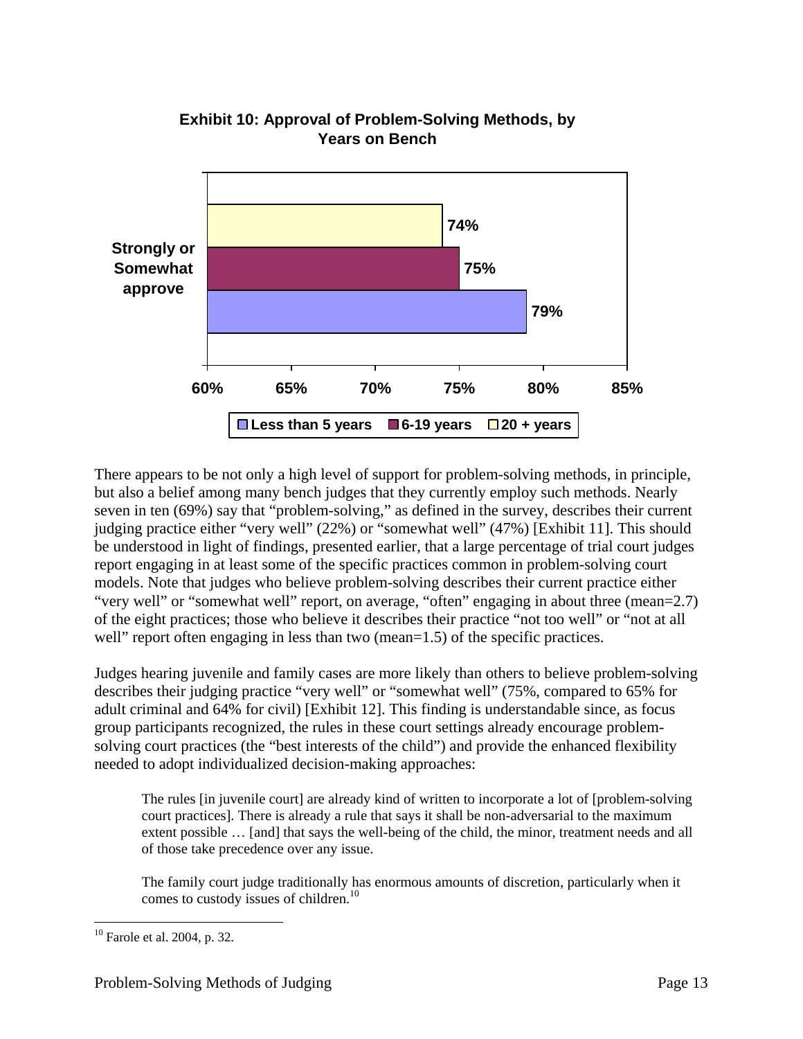**Exhibit 10: Approval of Problem-Solving Methods, by Years on Bench**

| | Less than 5 years | 6-19 years | 20 + years |
|---|---|---|---|
| Strongly or Somewhat approve | 79% | 75% | 74% |

There appears to be not only a high level of support for problem-solving methods, in principle, but also a belief among many bench judges that they currently employ such methods. Nearly seven in ten (69%) say that "problem-solving," as defined in the survey, describes their current judging practice either "very well" (22%) or "somewhat well" (47%) [Exhibit 11]. This should be understood in light of findings, presented earlier, that a large percentage of trial court judges report engaging in at least some of the specific practices common in problem-solving court models. Note that judges who believe problem-solving describes their current practice either "very well" or "somewhat well" report, on average, "often" engaging in about three (mean=2.7) of the eight practices; those who believe it describes their practice "not too well" or "not at all well" report often engaging in less than two (mean=1.5) of the specific practices.

Judges hearing juvenile and family cases are more likely than others to believe problem-solving describes their judging practice "very well" or "somewhat well" (75%, compared to 65% for adult criminal and 64% for civil) [Exhibit 12]. This finding is understandable since, as focus group participants recognized, the rules in these court settings already encourage problem-solving court practices (the "best interests of the child") and provide the enhanced flexibility needed to adopt individualized decision-making approaches:

> The rules [in juvenile court] are already kind of written to incorporate a lot of [problem-solving court practices]. There is already a rule that says it shall be non-adversarial to the maximum extent possible … [and] that says the well-being of the child, the minor, treatment needs and all of those take precedence over any issue.
>
> The family court judge traditionally has enormous amounts of discretion, particularly when it comes to custody issues of children.[10]

[10] Farole et al. 2004, p. 32.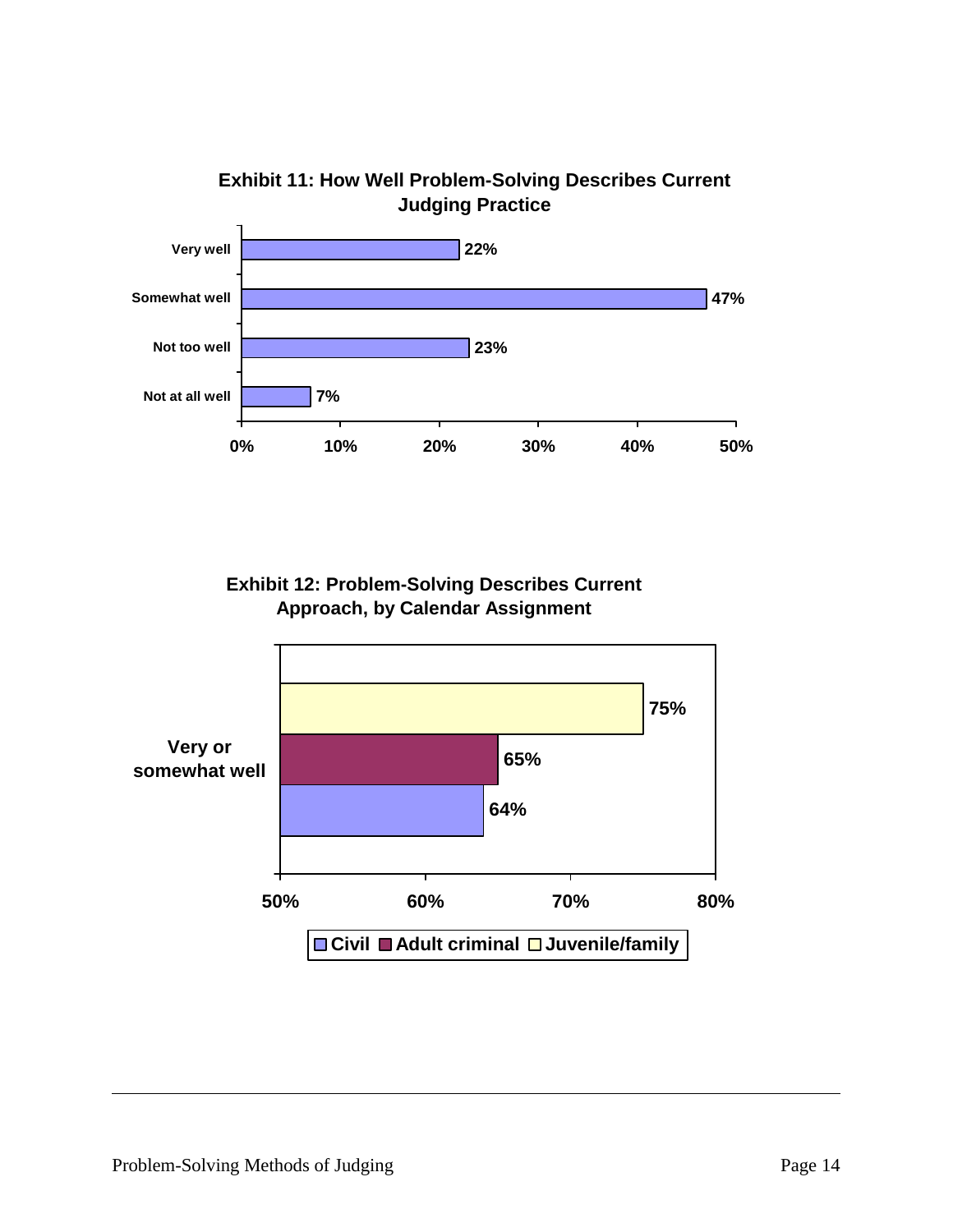**Exhibit 11: How Well Problem-Solving Describes Current Judging Practice**

| Response | Percent |
| --- | --- |
| Very well | 22% |
| Somewhat well | 47% |
| Not too well | 23% |
| Not at all well | 7% |

**Exhibit 12: Problem-Solving Describes Current Approach, by Calendar Assignment**

| | Civil | Adult criminal | Juvenile/family |
| --- | --- | --- | --- |
| Very or somewhat well | 64% | 65% | 75% |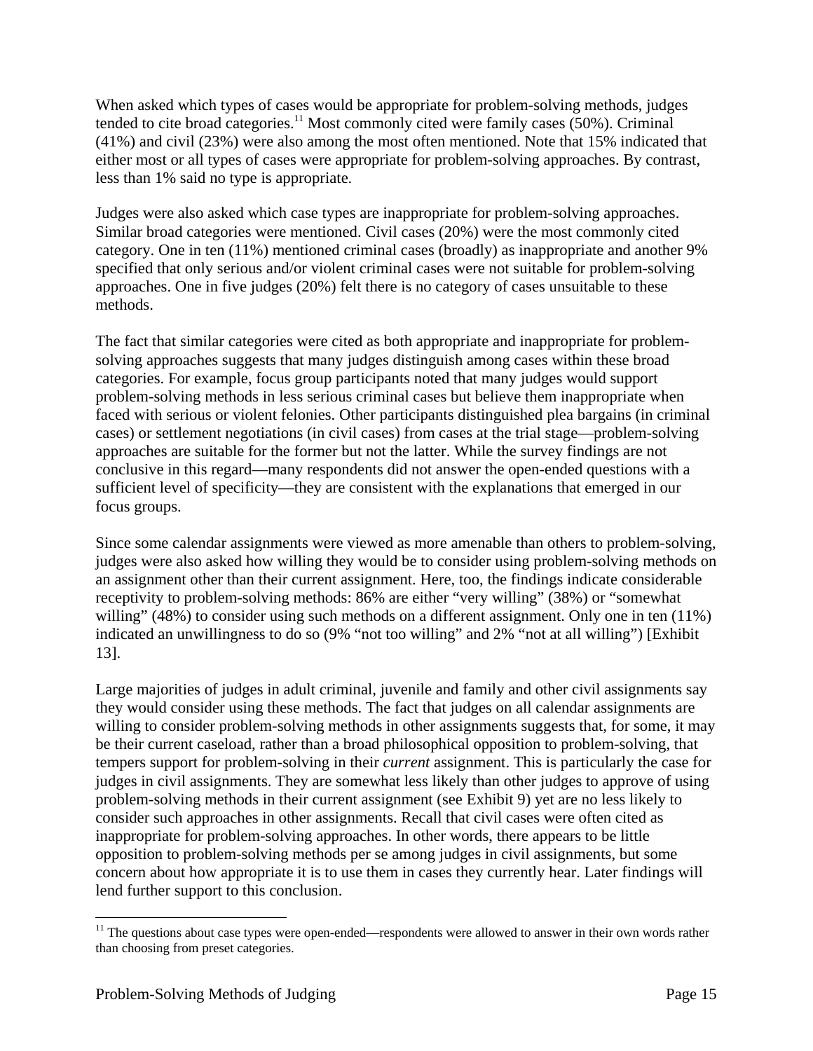When asked which types of cases would be appropriate for problem-solving methods, judges tended to cite broad categories.[11] Most commonly cited were family cases (50%). Criminal (41%) and civil (23%) were also among the most often mentioned. Note that 15% indicated that either most or all types of cases were appropriate for problem-solving approaches. By contrast, less than 1% said no type is appropriate.

Judges were also asked which case types are inappropriate for problem-solving approaches. Similar broad categories were mentioned. Civil cases (20%) were the most commonly cited category. One in ten (11%) mentioned criminal cases (broadly) as inappropriate and another 9% specified that only serious and/or violent criminal cases were not suitable for problem-solving approaches. One in five judges (20%) felt there is no category of cases unsuitable to these methods.

The fact that similar categories were cited as both appropriate and inappropriate for problem-solving approaches suggests that many judges distinguish among cases within these broad categories. For example, focus group participants noted that many judges would support problem-solving methods in less serious criminal cases but believe them inappropriate when faced with serious or violent felonies. Other participants distinguished plea bargains (in criminal cases) or settlement negotiations (in civil cases) from cases at the trial stage—problem-solving approaches are suitable for the former but not the latter. While the survey findings are not conclusive in this regard—many respondents did not answer the open-ended questions with a sufficient level of specificity—they are consistent with the explanations that emerged in our focus groups.

Since some calendar assignments were viewed as more amenable than others to problem-solving, judges were also asked how willing they would be to consider using problem-solving methods on an assignment other than their current assignment. Here, too, the findings indicate considerable receptivity to problem-solving methods: 86% are either "very willing" (38%) or "somewhat willing" (48%) to consider using such methods on a different assignment. Only one in ten (11%) indicated an unwillingness to do so (9% "not too willing" and 2% "not at all willing") [Exhibit 13].

Large majorities of judges in adult criminal, juvenile and family and other civil assignments say they would consider using these methods. The fact that judges on all calendar assignments are willing to consider problem-solving methods in other assignments suggests that, for some, it may be their current caseload, rather than a broad philosophical opposition to problem-solving, that tempers support for problem-solving in their *current* assignment. This is particularly the case for judges in civil assignments. They are somewhat less likely than other judges to approve of using problem-solving methods in their current assignment (see Exhibit 9) yet are no less likely to consider such approaches in other assignments. Recall that civil cases were often cited as inappropriate for problem-solving approaches. In other words, there appears to be little opposition to problem-solving methods per se among judges in civil assignments, but some concern about how appropriate it is to use them in cases they currently hear. Later findings will lend further support to this conclusion.

[11] The questions about case types were open-ended—respondents were allowed to answer in their own words rather than choosing from preset categories.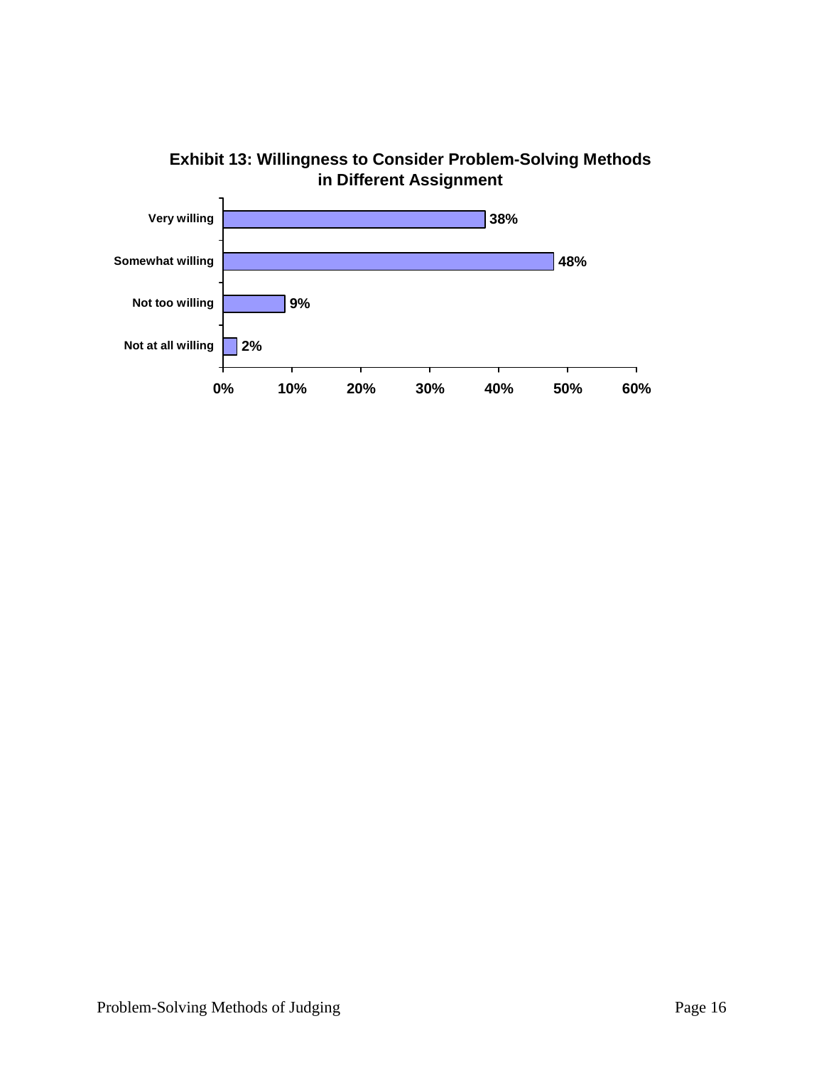**Exhibit 13: Willingness to Consider Problem-Solving Methods in Different Assignment**

| Response | Percent |
| --- | --- |
| Very willing | 38% |
| Somewhat willing | 48% |
| Not too willing | 9% |
| Not at all willing | 2% |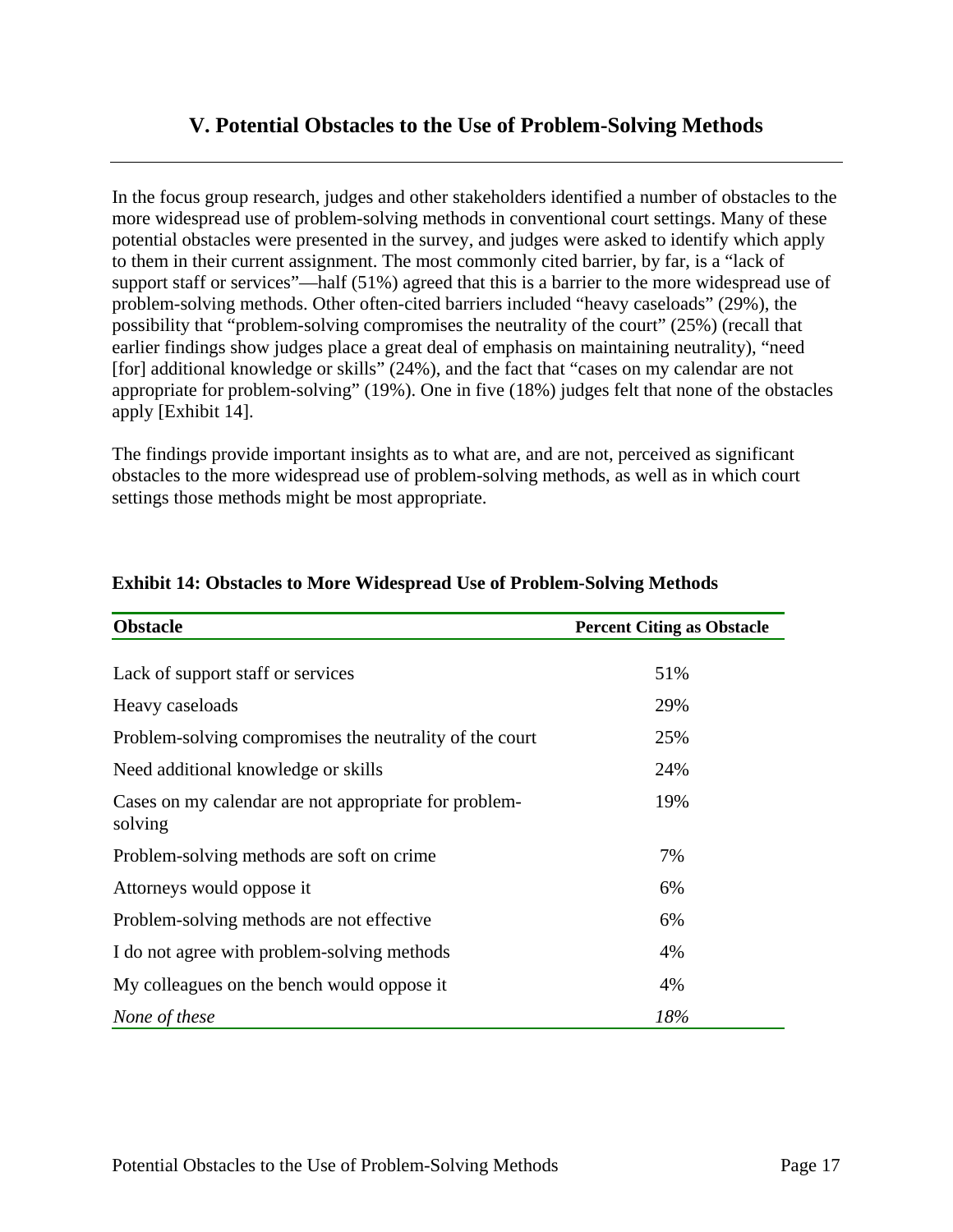## V. Potential Obstacles to the Use of Problem-Solving Methods

In the focus group research, judges and other stakeholders identified a number of obstacles to the more widespread use of problem-solving methods in conventional court settings. Many of these potential obstacles were presented in the survey, and judges were asked to identify which apply to them in their current assignment. The most commonly cited barrier, by far, is a "lack of support staff or services"—half (51%) agreed that this is a barrier to the more widespread use of problem-solving methods. Other often-cited barriers included "heavy caseloads" (29%), the possibility that "problem-solving compromises the neutrality of the court" (25%) (recall that earlier findings show judges place a great deal of emphasis on maintaining neutrality), "need [for] additional knowledge or skills" (24%), and the fact that "cases on my calendar are not appropriate for problem-solving" (19%). One in five (18%) judges felt that none of the obstacles apply [Exhibit 14].

The findings provide important insights as to what are, and are not, perceived as significant obstacles to the more widespread use of problem-solving methods, as well as in which court settings those methods might be most appropriate.

**Exhibit 14: Obstacles to More Widespread Use of Problem-Solving Methods**

| Obstacle | Percent Citing as Obstacle |
|---|---|
| Lack of support staff or services | 51% |
| Heavy caseloads | 29% |
| Problem-solving compromises the neutrality of the court | 25% |
| Need additional knowledge or skills | 24% |
| Cases on my calendar are not appropriate for problem-solving | 19% |
| Problem-solving methods are soft on crime | 7% |
| Attorneys would oppose it | 6% |
| Problem-solving methods are not effective | 6% |
| I do not agree with problem-solving methods | 4% |
| My colleagues on the bench would oppose it | 4% |
| *None of these* | *18%* |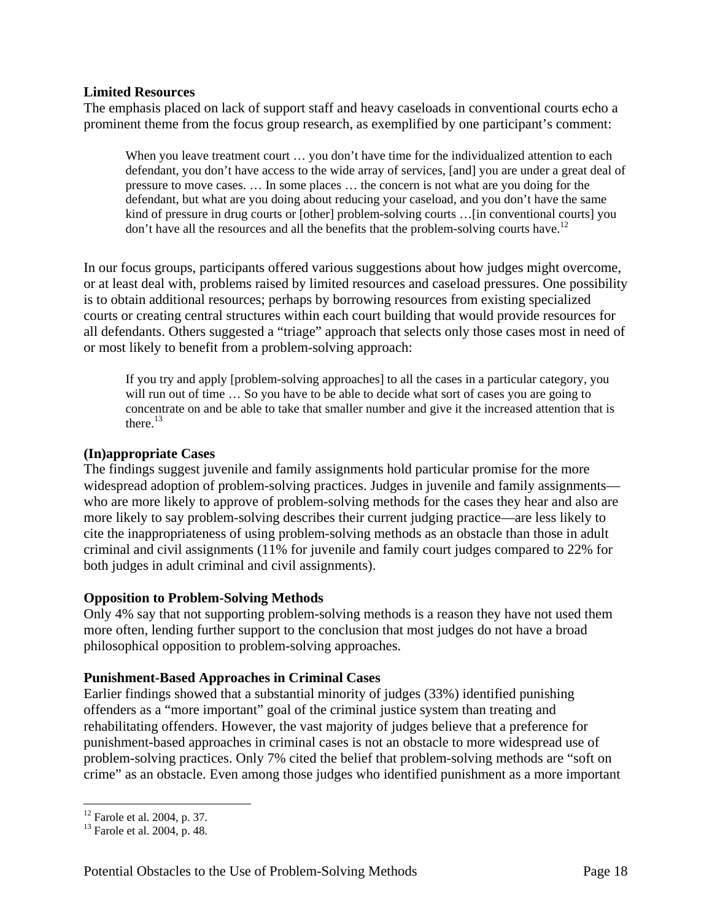**Limited Resources**

The emphasis placed on lack of support staff and heavy caseloads in conventional courts echo a prominent theme from the focus group research, as exemplified by one participant's comment:

> When you leave treatment court … you don't have time for the individualized attention to each defendant, you don't have access to the wide array of services, [and] you are under a great deal of pressure to move cases. … In some places … the concern is not what are you doing for the defendant, but what are you doing about reducing your caseload, and you don't have the same kind of pressure in drug courts or [other] problem-solving courts …[in conventional courts] you don't have all the resources and all the benefits that the problem-solving courts have.[12]

In our focus groups, participants offered various suggestions about how judges might overcome, or at least deal with, problems raised by limited resources and caseload pressures. One possibility is to obtain additional resources; perhaps by borrowing resources from existing specialized courts or creating central structures within each court building that would provide resources for all defendants. Others suggested a "triage" approach that selects only those cases most in need of or most likely to benefit from a problem-solving approach:

> If you try and apply [problem-solving approaches] to all the cases in a particular category, you will run out of time … So you have to be able to decide what sort of cases you are going to concentrate on and be able to take that smaller number and give it the increased attention that is there.[13]

**(In)appropriate Cases**

The findings suggest juvenile and family assignments hold particular promise for the more widespread adoption of problem-solving practices. Judges in juvenile and family assignments—who are more likely to approve of problem-solving methods for the cases they hear and also are more likely to say problem-solving describes their current judging practice—are less likely to cite the inappropriateness of using problem-solving methods as an obstacle than those in adult criminal and civil assignments (11% for juvenile and family court judges compared to 22% for both judges in adult criminal and civil assignments).

**Opposition to Problem-Solving Methods**

Only 4% say that not supporting problem-solving methods is a reason they have not used them more often, lending further support to the conclusion that most judges do not have a broad philosophical opposition to problem-solving approaches.

**Punishment-Based Approaches in Criminal Cases**

Earlier findings showed that a substantial minority of judges (33%) identified punishing offenders as a "more important" goal of the criminal justice system than treating and rehabilitating offenders. However, the vast majority of judges believe that a preference for punishment-based approaches in criminal cases is not an obstacle to more widespread use of problem-solving practices. Only 7% cited the belief that problem-solving methods are "soft on crime" as an obstacle. Even among those judges who identified punishment as a more important

---

[12] Farole et al. 2004, p. 37.

[13] Farole et al. 2004, p. 48.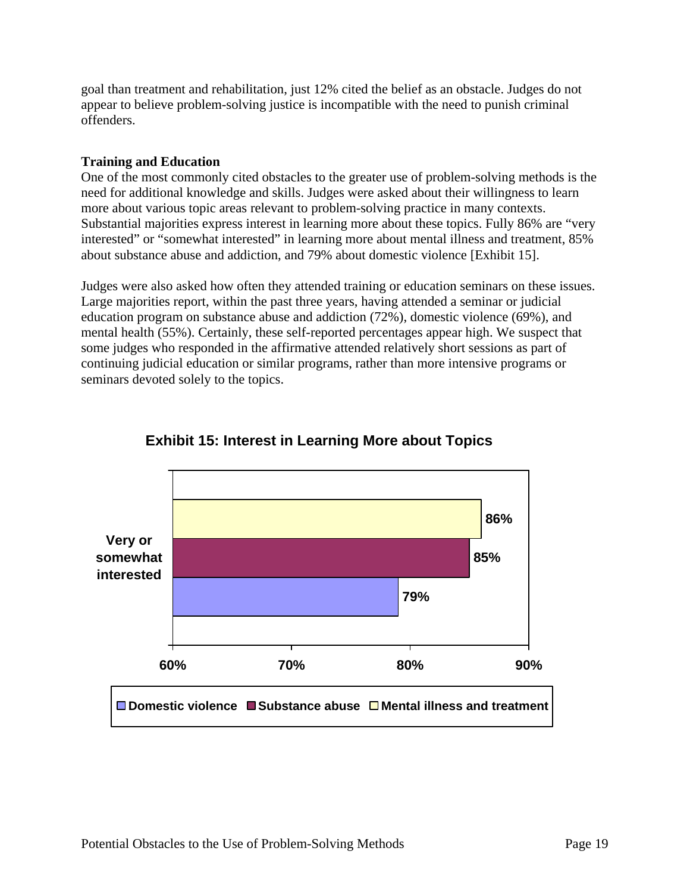goal than treatment and rehabilitation, just 12% cited the belief as an obstacle. Judges do not appear to believe problem-solving justice is incompatible with the need to punish criminal offenders.

**Training and Education**

One of the most commonly cited obstacles to the greater use of problem-solving methods is the need for additional knowledge and skills. Judges were asked about their willingness to learn more about various topic areas relevant to problem-solving practice in many contexts. Substantial majorities express interest in learning more about these topics. Fully 86% are "very interested" or "somewhat interested" in learning more about mental illness and treatment, 85% about substance abuse and addiction, and 79% about domestic violence [Exhibit 15].

Judges were also asked how often they attended training or education seminars on these issues. Large majorities report, within the past three years, having attended a seminar or judicial education program on substance abuse and addiction (72%), domestic violence (69%), and mental health (55%). Certainly, these self-reported percentages appear high. We suspect that some judges who responded in the affirmative attended relatively short sessions as part of continuing judicial education or similar programs, rather than more intensive programs or seminars devoted solely to the topics.

**Exhibit 15: Interest in Learning More about Topics**

| | Domestic violence | Substance abuse | Mental illness and treatment |
|---|---|---|---|
| Very or somewhat interested | 79% | 85% | 86% |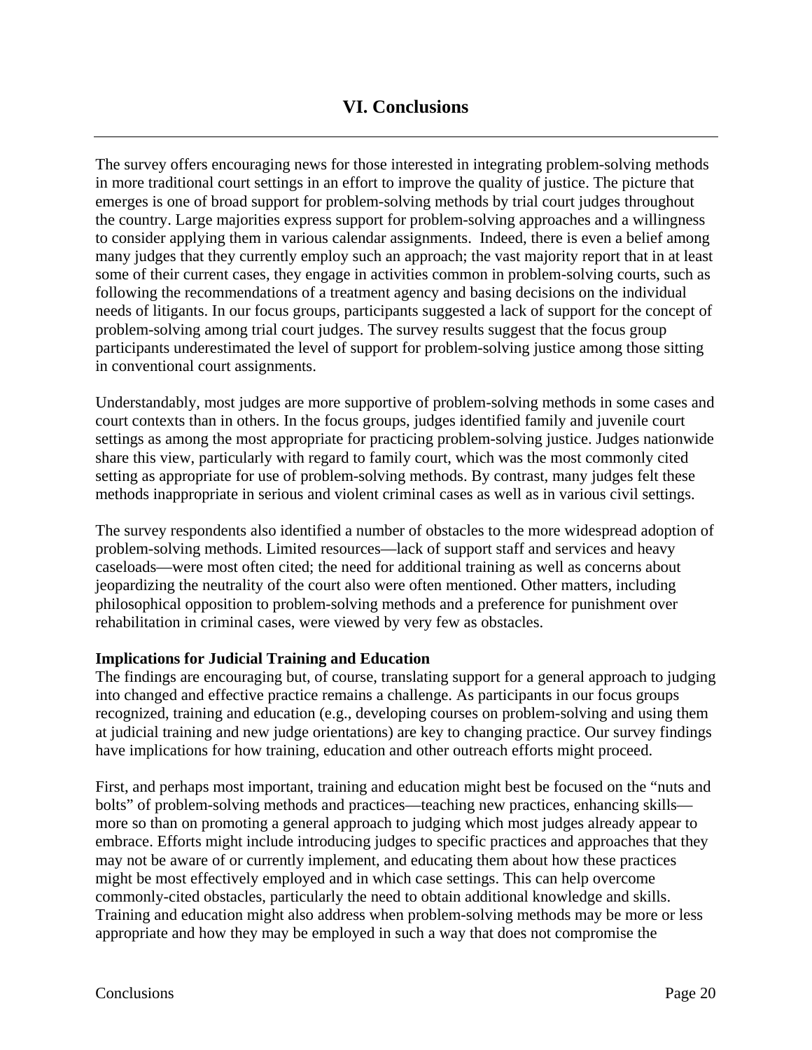# VI. Conclusions

The survey offers encouraging news for those interested in integrating problem-solving methods in more traditional court settings in an effort to improve the quality of justice. The picture that emerges is one of broad support for problem-solving methods by trial court judges throughout the country. Large majorities express support for problem-solving approaches and a willingness to consider applying them in various calendar assignments. Indeed, there is even a belief among many judges that they currently employ such an approach; the vast majority report that in at least some of their current cases, they engage in activities common in problem-solving courts, such as following the recommendations of a treatment agency and basing decisions on the individual needs of litigants. In our focus groups, participants suggested a lack of support for the concept of problem-solving among trial court judges. The survey results suggest that the focus group participants underestimated the level of support for problem-solving justice among those sitting in conventional court assignments.

Understandably, most judges are more supportive of problem-solving methods in some cases and court contexts than in others. In the focus groups, judges identified family and juvenile court settings as among the most appropriate for practicing problem-solving justice. Judges nationwide share this view, particularly with regard to family court, which was the most commonly cited setting as appropriate for use of problem-solving methods. By contrast, many judges felt these methods inappropriate in serious and violent criminal cases as well as in various civil settings.

The survey respondents also identified a number of obstacles to the more widespread adoption of problem-solving methods. Limited resources—lack of support staff and services and heavy caseloads—were most often cited; the need for additional training as well as concerns about jeopardizing the neutrality of the court also were often mentioned. Other matters, including philosophical opposition to problem-solving methods and a preference for punishment over rehabilitation in criminal cases, were viewed by very few as obstacles.

**Implications for Judicial Training and Education**

The findings are encouraging but, of course, translating support for a general approach to judging into changed and effective practice remains a challenge. As participants in our focus groups recognized, training and education (e.g., developing courses on problem-solving and using them at judicial training and new judge orientations) are key to changing practice. Our survey findings have implications for how training, education and other outreach efforts might proceed.

First, and perhaps most important, training and education might best be focused on the "nuts and bolts" of problem-solving methods and practices—teaching new practices, enhancing skills—more so than on promoting a general approach to judging which most judges already appear to embrace. Efforts might include introducing judges to specific practices and approaches that they may not be aware of or currently implement, and educating them about how these practices might be most effectively employed and in which case settings. This can help overcome commonly-cited obstacles, particularly the need to obtain additional knowledge and skills. Training and education might also address when problem-solving methods may be more or less appropriate and how they may be employed in such a way that does not compromise the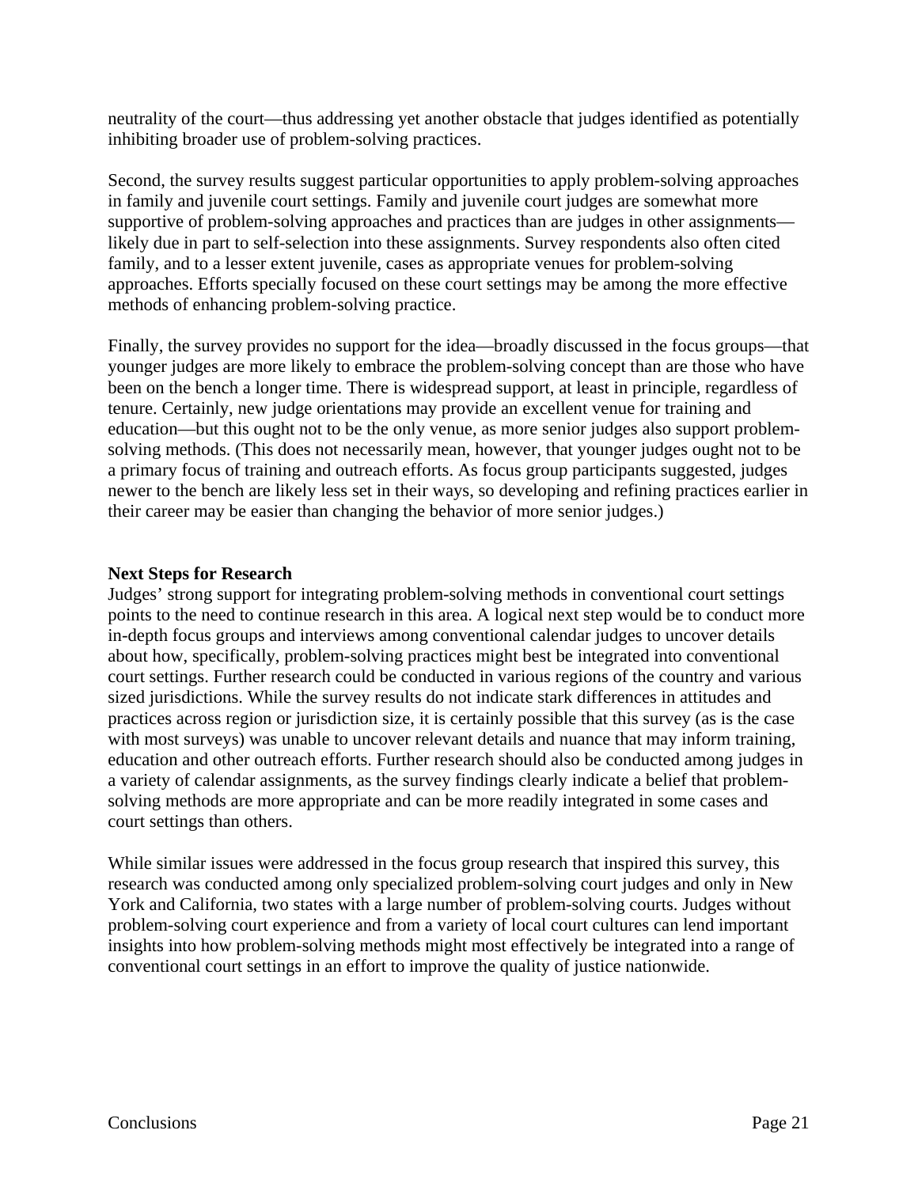neutrality of the court—thus addressing yet another obstacle that judges identified as potentially inhibiting broader use of problem-solving practices.

Second, the survey results suggest particular opportunities to apply problem-solving approaches in family and juvenile court settings. Family and juvenile court judges are somewhat more supportive of problem-solving approaches and practices than are judges in other assignments—likely due in part to self-selection into these assignments. Survey respondents also often cited family, and to a lesser extent juvenile, cases as appropriate venues for problem-solving approaches. Efforts specially focused on these court settings may be among the more effective methods of enhancing problem-solving practice.

Finally, the survey provides no support for the idea—broadly discussed in the focus groups—that younger judges are more likely to embrace the problem-solving concept than are those who have been on the bench a longer time. There is widespread support, at least in principle, regardless of tenure. Certainly, new judge orientations may provide an excellent venue for training and education—but this ought not to be the only venue, as more senior judges also support problem-solving methods. (This does not necessarily mean, however, that younger judges ought not to be a primary focus of training and outreach efforts. As focus group participants suggested, judges newer to the bench are likely less set in their ways, so developing and refining practices earlier in their career may be easier than changing the behavior of more senior judges.)

**Next Steps for Research**

Judges' strong support for integrating problem-solving methods in conventional court settings points to the need to continue research in this area. A logical next step would be to conduct more in-depth focus groups and interviews among conventional calendar judges to uncover details about how, specifically, problem-solving practices might best be integrated into conventional court settings. Further research could be conducted in various regions of the country and various sized jurisdictions. While the survey results do not indicate stark differences in attitudes and practices across region or jurisdiction size, it is certainly possible that this survey (as is the case with most surveys) was unable to uncover relevant details and nuance that may inform training, education and other outreach efforts. Further research should also be conducted among judges in a variety of calendar assignments, as the survey findings clearly indicate a belief that problem-solving methods are more appropriate and can be more readily integrated in some cases and court settings than others.

While similar issues were addressed in the focus group research that inspired this survey, this research was conducted among only specialized problem-solving court judges and only in New York and California, two states with a large number of problem-solving courts. Judges without problem-solving court experience and from a variety of local court cultures can lend important insights into how problem-solving methods might most effectively be integrated into a range of conventional court settings in an effort to improve the quality of justice nationwide.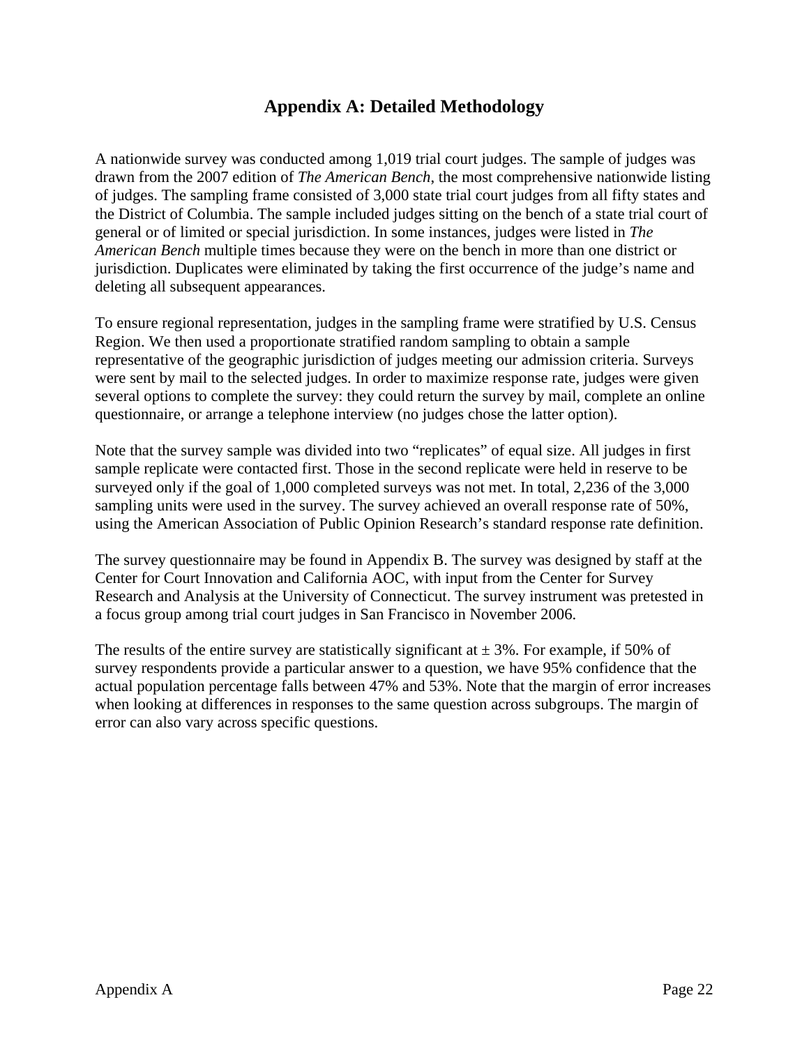# Appendix A: Detailed Methodology

A nationwide survey was conducted among 1,019 trial court judges. The sample of judges was drawn from the 2007 edition of *The American Bench*, the most comprehensive nationwide listing of judges. The sampling frame consisted of 3,000 state trial court judges from all fifty states and the District of Columbia. The sample included judges sitting on the bench of a state trial court of general or of limited or special jurisdiction. In some instances, judges were listed in *The American Bench* multiple times because they were on the bench in more than one district or jurisdiction. Duplicates were eliminated by taking the first occurrence of the judge's name and deleting all subsequent appearances.

To ensure regional representation, judges in the sampling frame were stratified by U.S. Census Region. We then used a proportionate stratified random sampling to obtain a sample representative of the geographic jurisdiction of judges meeting our admission criteria. Surveys were sent by mail to the selected judges. In order to maximize response rate, judges were given several options to complete the survey: they could return the survey by mail, complete an online questionnaire, or arrange a telephone interview (no judges chose the latter option).

Note that the survey sample was divided into two "replicates" of equal size. All judges in first sample replicate were contacted first. Those in the second replicate were held in reserve to be surveyed only if the goal of 1,000 completed surveys was not met. In total, 2,236 of the 3,000 sampling units were used in the survey. The survey achieved an overall response rate of 50%, using the American Association of Public Opinion Research's standard response rate definition.

The survey questionnaire may be found in Appendix B. The survey was designed by staff at the Center for Court Innovation and California AOC, with input from the Center for Survey Research and Analysis at the University of Connecticut. The survey instrument was pretested in a focus group among trial court judges in San Francisco in November 2006.

The results of the entire survey are statistically significant at ± 3%. For example, if 50% of survey respondents provide a particular answer to a question, we have 95% confidence that the actual population percentage falls between 47% and 53%. Note that the margin of error increases when looking at differences in responses to the same question across subgroups. The margin of error can also vary across specific questions.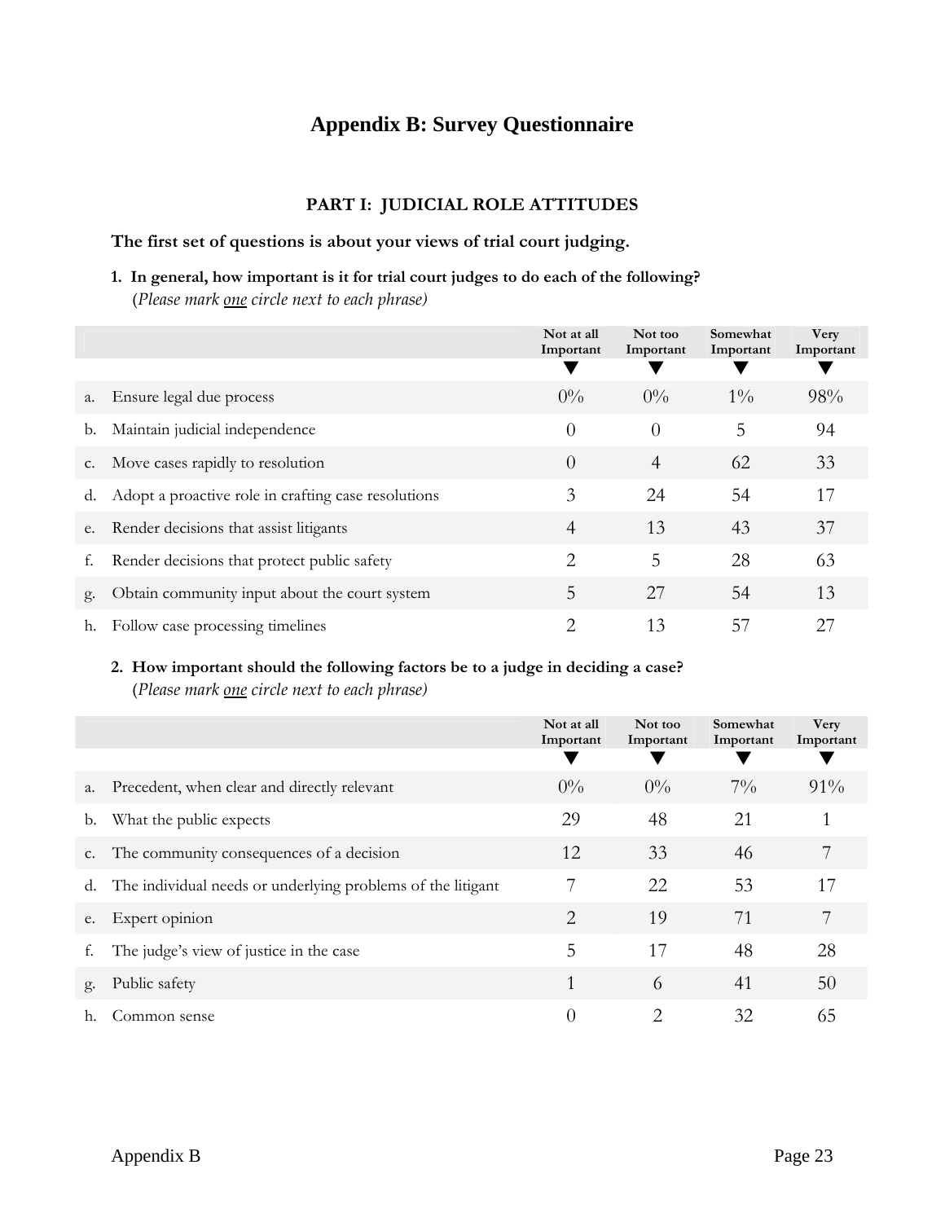# Appendix B: Survey Questionnaire

## PART I: JUDICIAL ROLE ATTITUDES

**The first set of questions is about your views of trial court judging.**

**1. In general, how important is it for trial court judges to do each of the following?**
(*Please mark one circle next to each phrase)*

| | | Not at all Important | Not too Important | Somewhat Important | Very Important |
|---|---|---|---|---|---|
| a. | Ensure legal due process | 0% | 0% | 1% | 98% |
| b. | Maintain judicial independence | 0 | 0 | 5 | 94 |
| c. | Move cases rapidly to resolution | 0 | 4 | 62 | 33 |
| d. | Adopt a proactive role in crafting case resolutions | 3 | 24 | 54 | 17 |
| e. | Render decisions that assist litigants | 4 | 13 | 43 | 37 |
| f. | Render decisions that protect public safety | 2 | 5 | 28 | 63 |
| g. | Obtain community input about the court system | 5 | 27 | 54 | 13 |
| h. | Follow case processing timelines | 2 | 13 | 57 | 27 |

**2. How important should the following factors be to a judge in deciding a case?**
(*Please mark one circle next to each phrase)*

| | | Not at all Important | Not too Important | Somewhat Important | Very Important |
|---|---|---|---|---|---|
| a. | Precedent, when clear and directly relevant | 0% | 0% | 7% | 91% |
| b. | What the public expects | 29 | 48 | 21 | 1 |
| c. | The community consequences of a decision | 12 | 33 | 46 | 7 |
| d. | The individual needs or underlying problems of the litigant | 7 | 22 | 53 | 17 |
| e. | Expert opinion | 2 | 19 | 71 | 7 |
| f. | The judge's view of justice in the case | 5 | 17 | 48 | 28 |
| g. | Public safety | 1 | 6 | 41 | 50 |
| h. | Common sense | 0 | 2 | 32 | 65 |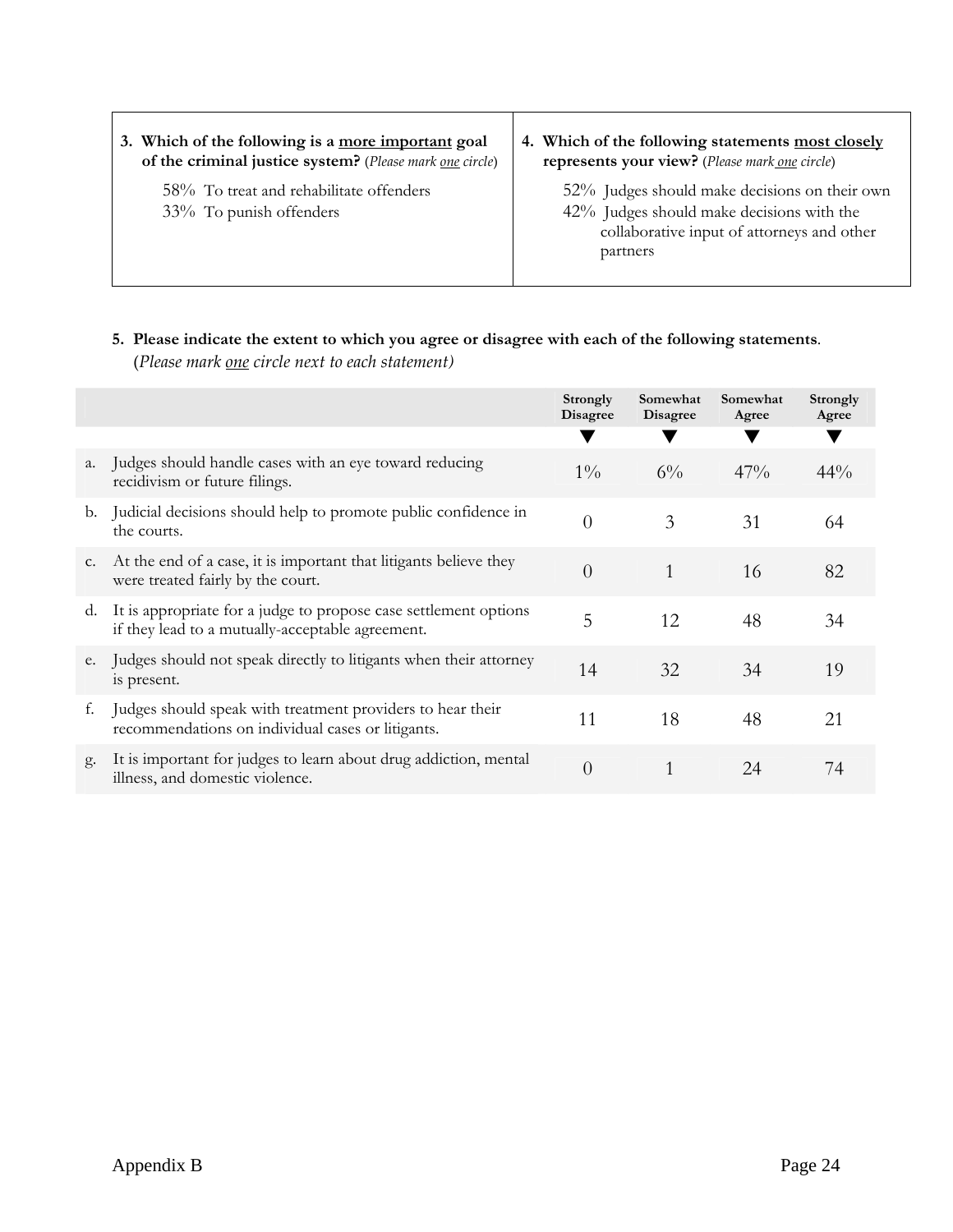**3. Which of the following is a <u>more important</u> goal of the criminal justice system?** (*Please mark <u>one</u> circle*)

58% To treat and rehabilitate offenders
33% To punish offenders

**4. Which of the following statements <u>most closely</u> represents your view?** (*Please mark <u>one</u> circle*)

52% Judges should make decisions on their own
42% Judges should make decisions with the collaborative input of attorneys and other partners

**5. Please indicate the extent to which you agree or disagree with each of the following statements.** (*Please mark <u>one</u> circle next to each statement*)

| | | Strongly Disagree | Somewhat Disagree | Somewhat Agree | Strongly Agree |
|---|---|---|---|---|---|
| a. | Judges should handle cases with an eye toward reducing recidivism or future filings. | 1% | 6% | 47% | 44% |
| b. | Judicial decisions should help to promote public confidence in the courts. | 0 | 3 | 31 | 64 |
| c. | At the end of a case, it is important that litigants believe they were treated fairly by the court. | 0 | 1 | 16 | 82 |
| d. | It is appropriate for a judge to propose case settlement options if they lead to a mutually-acceptable agreement. | 5 | 12 | 48 | 34 |
| e. | Judges should not speak directly to litigants when their attorney is present. | 14 | 32 | 34 | 19 |
| f. | Judges should speak with treatment providers to hear their recommendations on individual cases or litigants. | 11 | 18 | 48 | 21 |
| g. | It is important for judges to learn about drug addiction, mental illness, and domestic violence. | 0 | 1 | 24 | 74 |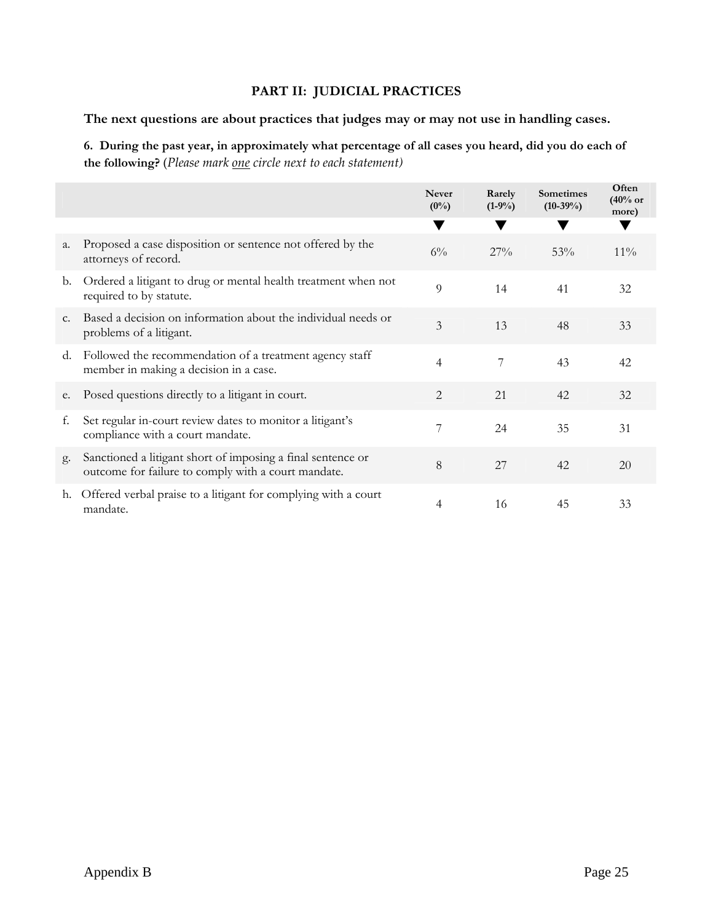## PART II: JUDICIAL PRACTICES

**The next questions are about practices that judges may or may not use in handling cases.**

**6. During the past year, in approximately what percentage of all cases you heard, did you do each of the following?** (*Please mark <u>one</u> circle next to each statement)*

| | Never (0%) | Rarely (1-9%) | Sometimes (10-39%) | Often (40% or more) |
|---|---|---|---|---|
| a. Proposed a case disposition or sentence not offered by the attorneys of record. | 6% | 27% | 53% | 11% |
| b. Ordered a litigant to drug or mental health treatment when not required to by statute. | 9 | 14 | 41 | 32 |
| c. Based a decision on information about the individual needs or problems of a litigant. | 3 | 13 | 48 | 33 |
| d. Followed the recommendation of a treatment agency staff member in making a decision in a case. | 4 | 7 | 43 | 42 |
| e. Posed questions directly to a litigant in court. | 2 | 21 | 42 | 32 |
| f. Set regular in-court review dates to monitor a litigant's compliance with a court mandate. | 7 | 24 | 35 | 31 |
| g. Sanctioned a litigant short of imposing a final sentence or outcome for failure to comply with a court mandate. | 8 | 27 | 42 | 20 |
| h. Offered verbal praise to a litigant for complying with a court mandate. | 4 | 16 | 45 | 33 |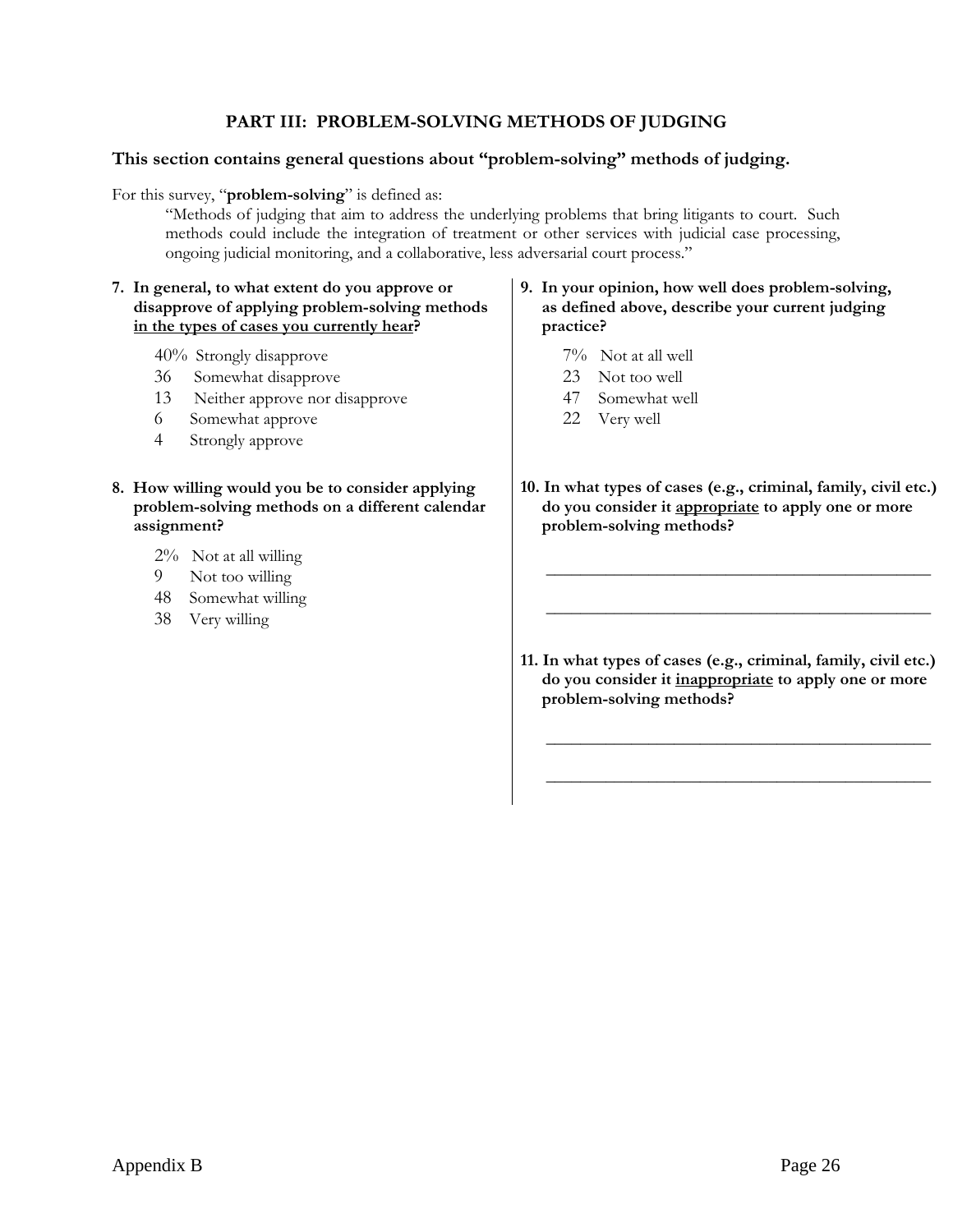## PART III: PROBLEM-SOLVING METHODS OF JUDGING

### This section contains general questions about "problem-solving" methods of judging.

For this survey, "**problem-solving**" is defined as:

> "Methods of judging that aim to address the underlying problems that bring litigants to court. Such methods could include the integration of treatment or other services with judicial case processing, ongoing judicial monitoring, and a collaborative, less adversarial court process."

**7. In general, to what extent do you approve or disapprove of applying problem-solving methods <u>in the types of cases you currently hear</u>?**

- 40% Strongly disapprove
- 36 Somewhat disapprove
- 13 Neither approve nor disapprove
- 6 Somewhat approve
- 4 Strongly approve

**8. How willing would you be to consider applying problem-solving methods on a different calendar assignment?**

- 2% Not at all willing
- 9 Not too willing
- 48 Somewhat willing
- 38 Very willing

**9. In your opinion, how well does problem-solving, as defined above, describe your current judging practice?**

- 7% Not at all well
- 23 Not too well
- 47 Somewhat well
- 22 Very well

**10. In what types of cases (e.g., criminal, family, civil etc.) do you consider it <u>appropriate</u> to apply one or more problem-solving methods?**

______________________________________________

______________________________________________

**11. In what types of cases (e.g., criminal, family, civil etc.) do you consider it <u>inappropriate</u> to apply one or more problem-solving methods?**

______________________________________________

______________________________________________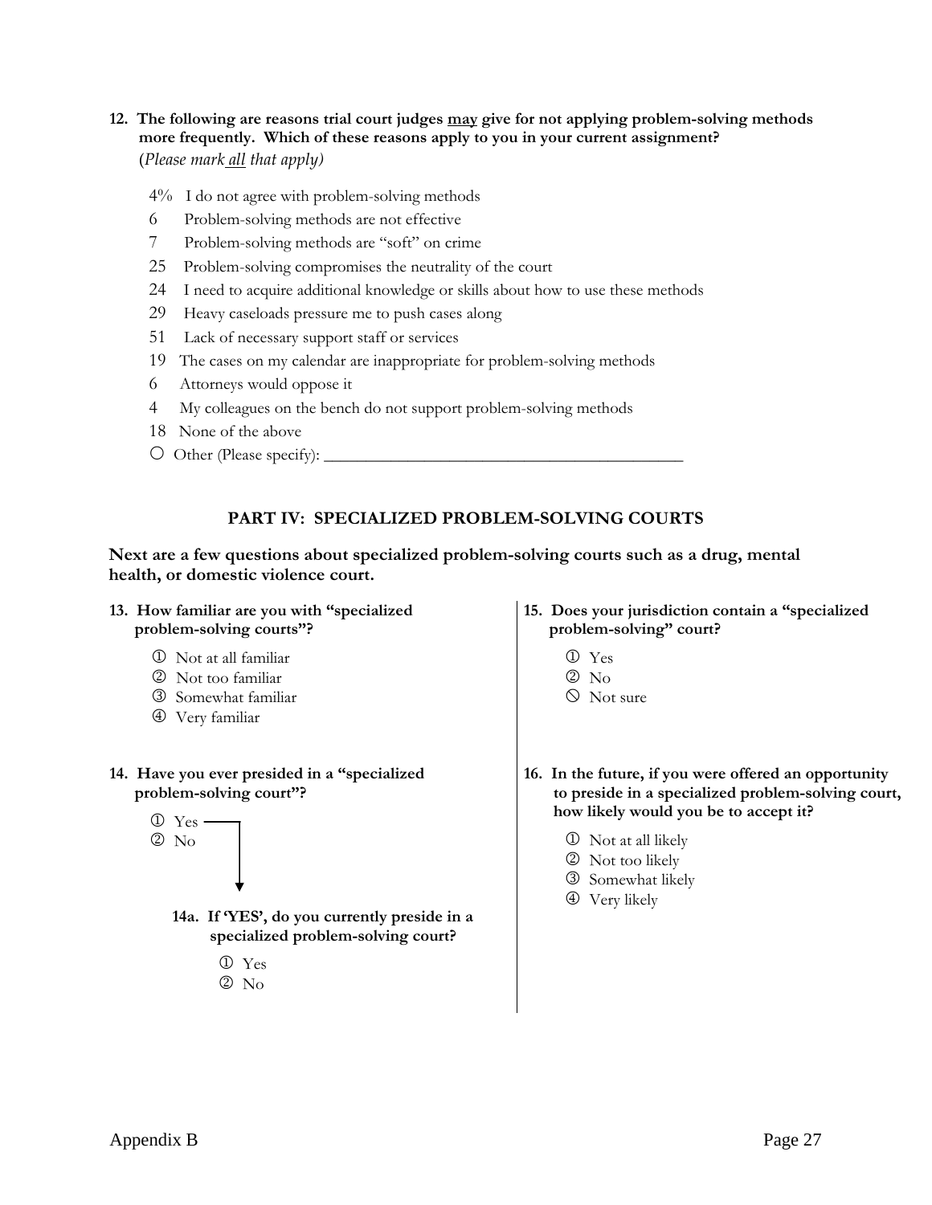**12. The following are reasons trial court judges may give for not applying problem-solving methods more frequently. Which of these reasons apply to you in your current assignment?**
(*Please mark all that apply)*

- 4% I do not agree with problem-solving methods
- 6 Problem-solving methods are not effective
- 7 Problem-solving methods are "soft" on crime
- 25 Problem-solving compromises the neutrality of the court
- 24 I need to acquire additional knowledge or skills about how to use these methods
- 29 Heavy caseloads pressure me to push cases along
- 51 Lack of necessary support staff or services
- 19 The cases on my calendar are inappropriate for problem-solving methods
- 6 Attorneys would oppose it
- 4 My colleagues on the bench do not support problem-solving methods
- 18 None of the above
- ○ Other (Please specify): ______________________________

## PART IV: SPECIALIZED PROBLEM-SOLVING COURTS

**Next are a few questions about specialized problem-solving courts such as a drug, mental health, or domestic violence court.**

**13. How familiar are you with "specialized problem-solving courts"?**

- ① Not at all familiar
- ② Not too familiar
- ③ Somewhat familiar
- ④ Very familiar

**14. Have you ever presided in a "specialized problem-solving court"?**

- ① Yes
- ② No

**14a. If 'YES', do you currently preside in a specialized problem-solving court?**

- ① Yes
- ② No

**15. Does your jurisdiction contain a "specialized problem-solving" court?**

- ① Yes
- ② No
- ⊘ Not sure

**16. In the future, if you were offered an opportunity to preside in a specialized problem-solving court, how likely would you be to accept it?**

- ① Not at all likely
- ② Not too likely
- ③ Somewhat likely
- ④ Very likely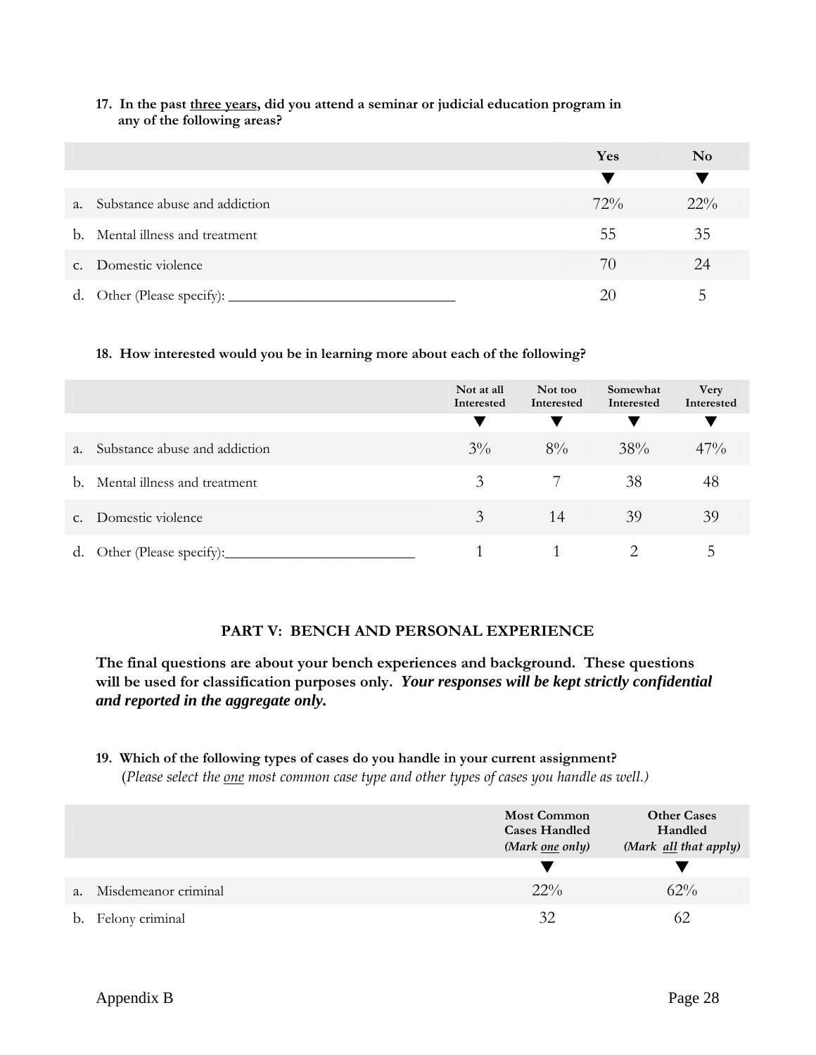**17. In the past <u>three years</u>, did you attend a seminar or judicial education program in any of the following areas?**

| | Yes | No |
|---|---|---|
| | ▼ | ▼ |
| a. Substance abuse and addiction | 72% | 22% |
| b. Mental illness and treatment | 55 | 35 |
| c. Domestic violence | 70 | 24 |
| d. Other (Please specify): ______________________________ | 20 | 5 |

**18. How interested would you be in learning more about each of the following?**

| | Not at all Interested | Not too Interested | Somewhat Interested | Very Interested |
|---|---|---|---|---|
| | ▼ | ▼ | ▼ | ▼ |
| a. Substance abuse and addiction | 3% | 8% | 38% | 47% |
| b. Mental illness and treatment | 3 | 7 | 38 | 48 |
| c. Domestic violence | 3 | 14 | 39 | 39 |
| d. Other (Please specify):_________________________ | 1 | 1 | 2 | 5 |

## PART V: BENCH AND PERSONAL EXPERIENCE

**The final questions are about your bench experiences and background. These questions will be used for classification purposes only. *Your responses will be kept strictly confidential and reported in the aggregate only.***

**19. Which of the following types of cases do you handle in your current assignment?**
(*Please select the <u>one</u> most common case type and other types of cases you handle as well.)*

| | Most Common Cases Handled *(Mark <u>one</u> only)* | Other Cases Handled *(Mark <u>all</u> that apply)* |
|---|---|---|
| | ▼ | ▼ |
| a. Misdemeanor criminal | 22% | 62% |
| b. Felony criminal | 32 | 62 |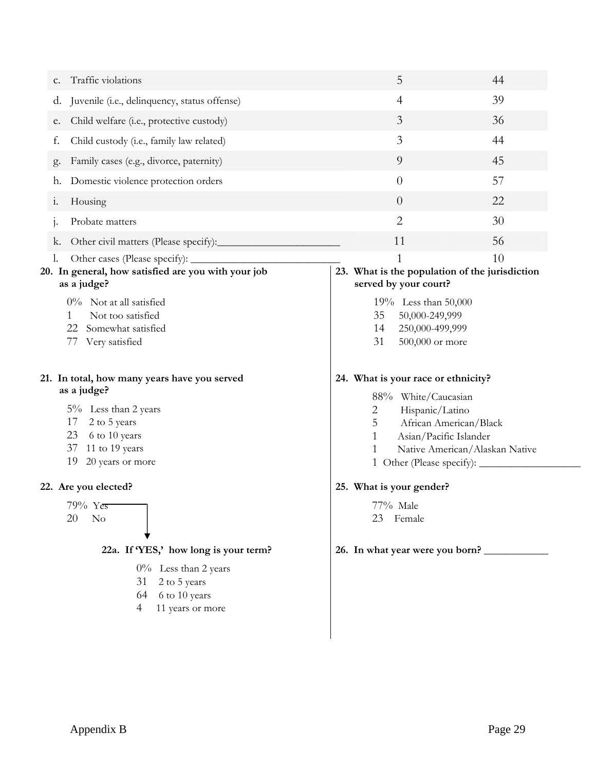| | | |
|---|---|---|
| c. Traffic violations | 5 | 44 |
| d. Juvenile (i.e., delinquency, status offense) | 4 | 39 |
| e. Child welfare (i.e., protective custody) | 3 | 36 |
| f. Child custody (i.e., family law related) | 3 | 44 |
| g. Family cases (e.g., divorce, paternity) | 9 | 45 |
| h. Domestic violence protection orders | 0 | 57 |
| i. Housing | 0 | 22 |
| j. Probate matters | 2 | 30 |
| k. Other civil matters (Please specify):_______________________ | 11 | 56 |
| l. Other cases (Please specify): ___________________________ | 1 | 10 |

**20. In general, how satisfied are you with your job as a judge?**

0% Not at all satisfied
1 Not too satisfied
22 Somewhat satisfied
77 Very satisfied

**21. In total, how many years have you served as a judge?**

5% Less than 2 years
17 2 to 5 years
23 6 to 10 years
37 11 to 19 years
19 20 years or more

**22. Are you elected?**

79% Yes
20 No

**22a. If 'YES,' how long is your term?**

0% Less than 2 years
31 2 to 5 years
64 6 to 10 years
4 11 years or more

**23. What is the population of the jurisdiction served by your court?**

19% Less than 50,000
35 50,000-249,999
14 250,000-499,999
31 500,000 or more

**24. What is your race or ethnicity?**

88% White/Caucasian
2 Hispanic/Latino
5 African American/Black
1 Asian/Pacific Islander
1 Native American/Alaskan Native
1 Other (Please specify): ___________________

**25. What is your gender?**

77% Male
23 Female

**26. In what year were you born?** ____________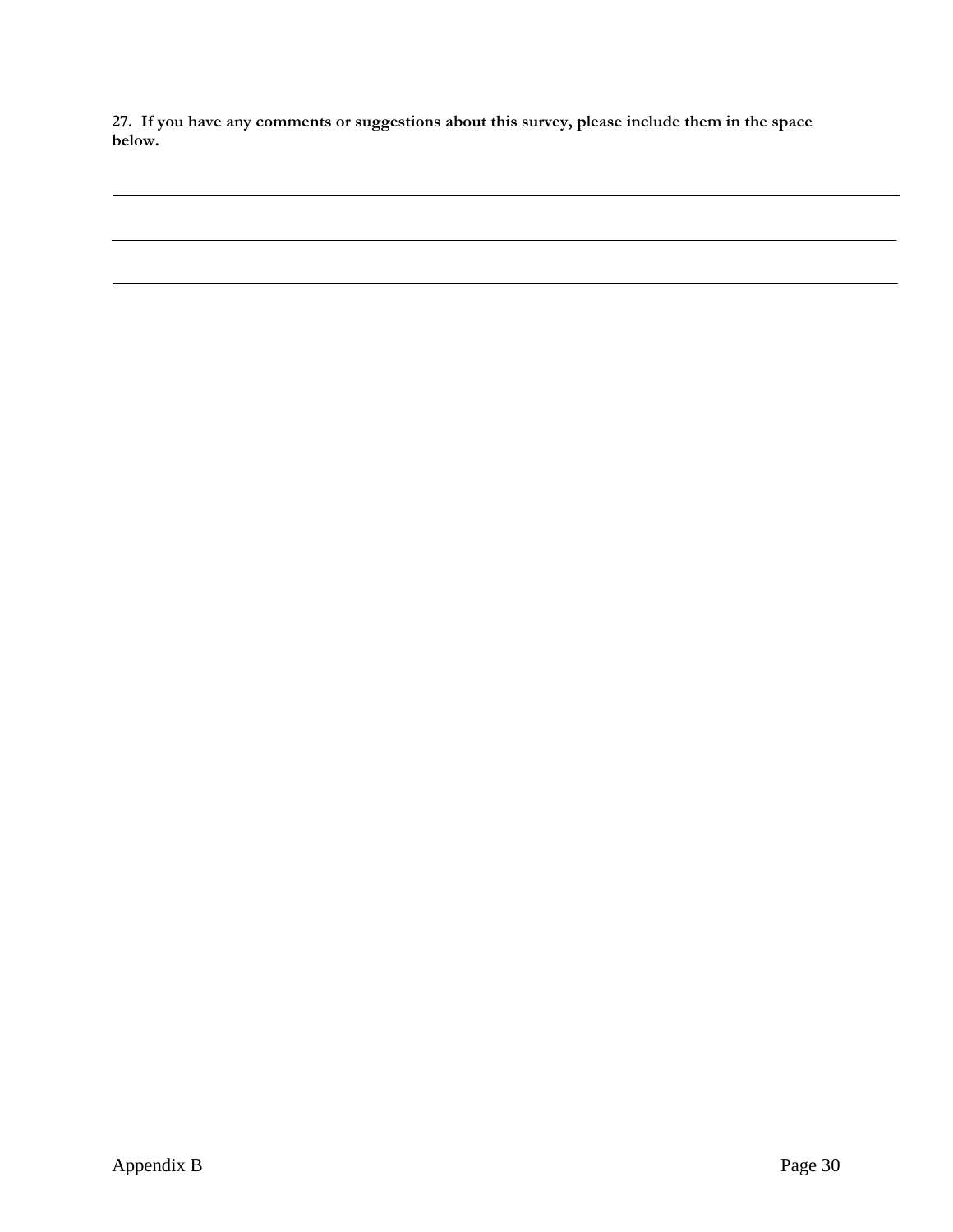**27. If you have any comments or suggestions about this survey, please include them in the space below.**

______________________________________________________________________________

______________________________________________________________________________

______________________________________________________________________________